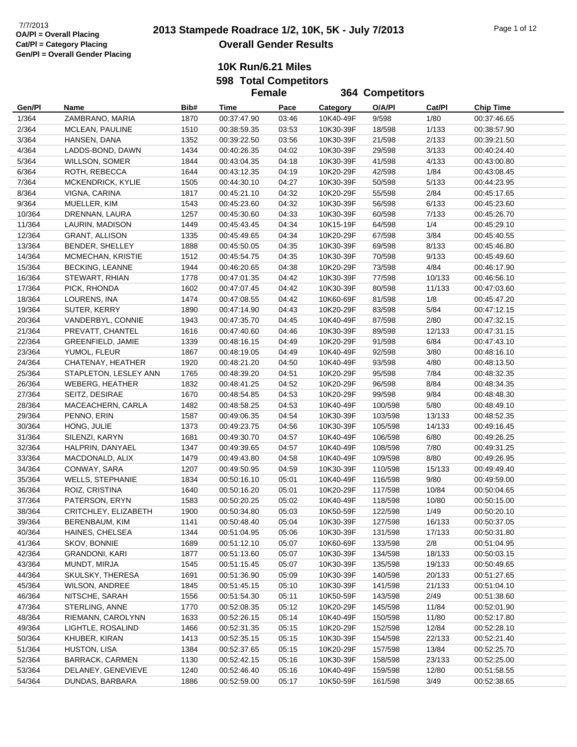7/7/2013
**OA/Pl = Overall Placing**
**Cat/Pl = Category Placing**
**Gen/Pl = Overall Gender Placing**

# 2013 Stampede Roadrace 1/2, 10K, 5K - July 7/2013

## Overall Gender Results

### 10K Run/6.21 Miles

### 598 Total Competitors

### Female 364 Competitors

| Gen/Pl | Name | Bib# | Time | Pace | Category | O/A/Pl | Cat/Pl | Chip Time |
|---|---|---|---|---|---|---|---|---|
| 1/364 | ZAMBRANO, MARIA | 1870 | 00:37:47.90 | 03:46 | 10K40-49F | 9/598 | 1/80 | 00:37:46.65 |
| 2/364 | MCLEAN, PAULINE | 1510 | 00:38:59.35 | 03:53 | 10K30-39F | 18/598 | 1/133 | 00:38:57.90 |
| 3/364 | HANSEN, DANA | 1352 | 00:39:22.50 | 03:56 | 10K30-39F | 21/598 | 2/133 | 00:39:21.50 |
| 4/364 | LADDS-BOND, DAWN | 1434 | 00:40:26.35 | 04:02 | 10K30-39F | 29/598 | 3/133 | 00:40:24.40 |
| 5/364 | WILLSON, SOMER | 1844 | 00:43:04.35 | 04:18 | 10K30-39F | 41/598 | 4/133 | 00:43:00.80 |
| 6/364 | ROTH, REBECCA | 1644 | 00:43:12.35 | 04:19 | 10K20-29F | 42/598 | 1/84 | 00:43:08.45 |
| 7/364 | MCKENDRICK, KYLIE | 1505 | 00:44:30.10 | 04:27 | 10K30-39F | 50/598 | 5/133 | 00:44:23.95 |
| 8/364 | VIGNA, CARINA | 1817 | 00:45:21.10 | 04:32 | 10K20-29F | 55/598 | 2/84 | 00:45:17.65 |
| 9/364 | MUELLER, KIM | 1543 | 00:45:23.60 | 04:32 | 10K30-39F | 56/598 | 6/133 | 00:45:23.60 |
| 10/364 | DRENNAN, LAURA | 1257 | 00:45:30.60 | 04:33 | 10K30-39F | 60/598 | 7/133 | 00:45:26.70 |
| 11/364 | LAURIN, MADISON | 1449 | 00:45:43.45 | 04:34 | 10K15-19F | 64/598 | 1/4 | 00:45:29.10 |
| 12/364 | GRANT, ALLISON | 1335 | 00:45:49.65 | 04:34 | 10K20-29F | 67/598 | 3/84 | 00:45:40.55 |
| 13/364 | BENDER, SHELLEY | 1888 | 00:45:50.05 | 04:35 | 10K30-39F | 69/598 | 8/133 | 00:45:46.80 |
| 14/364 | MCMECHAN, KRISTIE | 1512 | 00:45:54.75 | 04:35 | 10K30-39F | 70/598 | 9/133 | 00:45:49.60 |
| 15/364 | BECKING, LEANNE | 1944 | 00:46:20.65 | 04:38 | 10K20-29F | 73/598 | 4/84 | 00:46:17.90 |
| 16/364 | STEWART, RHIAN | 1778 | 00:47:01.35 | 04:42 | 10K30-39F | 77/598 | 10/133 | 00:46:56.10 |
| 17/364 | PICK, RHONDA | 1602 | 00:47:07.45 | 04:42 | 10K30-39F | 80/598 | 11/133 | 00:47:03.60 |
| 18/364 | LOURENS, INA | 1474 | 00:47:08.55 | 04:42 | 10K60-69F | 81/598 | 1/8 | 00:45:47.20 |
| 19/364 | SUTER, KERRY | 1890 | 00:47:14.90 | 04:43 | 10K20-29F | 83/598 | 5/84 | 00:47:12.15 |
| 20/364 | VANDERBYL, CONNIE | 1943 | 00:47:35.70 | 04:45 | 10K40-49F | 87/598 | 2/80 | 00:47:32.15 |
| 21/364 | PREVATT, CHANTEL | 1616 | 00:47:40.60 | 04:46 | 10K30-39F | 89/598 | 12/133 | 00:47:31.15 |
| 22/364 | GREENFIELD, JAMIE | 1339 | 00:48:16.15 | 04:49 | 10K20-29F | 91/598 | 6/84 | 00:47:43.10 |
| 23/364 | YUMOL, FLEUR | 1867 | 00:48:19.05 | 04:49 | 10K40-49F | 92/598 | 3/80 | 00:48:16.10 |
| 24/364 | CHATENAY, HEATHER | 1920 | 00:48:21.20 | 04:50 | 10K40-49F | 93/598 | 4/80 | 00:48:13.50 |
| 25/364 | STAPLETON, LESLEY ANN | 1765 | 00:48:39.20 | 04:51 | 10K20-29F | 95/598 | 7/84 | 00:48:32.35 |
| 26/364 | WEBERG, HEATHER | 1832 | 00:48:41.25 | 04:52 | 10K20-29F | 96/598 | 8/84 | 00:48:34.35 |
| 27/364 | SEITZ, DESIRAE | 1670 | 00:48:54.85 | 04:53 | 10K20-29F | 99/598 | 9/84 | 00:48:48.30 |
| 28/364 | MACEACHERN, CARLA | 1482 | 00:48:58.25 | 04:53 | 10K40-49F | 100/598 | 5/80 | 00:48:49.10 |
| 29/364 | PENNO, ERIN | 1587 | 00:49:06.35 | 04:54 | 10K30-39F | 103/598 | 13/133 | 00:48:52.35 |
| 30/364 | HONG, JULIE | 1373 | 00:49:23.75 | 04:56 | 10K30-39F | 105/598 | 14/133 | 00:49:16.45 |
| 31/364 | SILENZI, KARYN | 1681 | 00:49:30.70 | 04:57 | 10K40-49F | 106/598 | 6/80 | 00:49:26.25 |
| 32/364 | HALPRIN, DANYAEL | 1347 | 00:49:39.65 | 04:57 | 10K40-49F | 108/598 | 7/80 | 00:49:31.25 |
| 33/364 | MACDONALD, ALIX | 1479 | 00:49:43.80 | 04:58 | 10K40-49F | 109/598 | 8/80 | 00:49:26.95 |
| 34/364 | CONWAY, SARA | 1207 | 00:49:50.95 | 04:59 | 10K30-39F | 110/598 | 15/133 | 00:49:49.40 |
| 35/364 | WELLS, STEPHANIE | 1834 | 00:50:16.10 | 05:01 | 10K40-49F | 116/598 | 9/80 | 00:49:59.00 |
| 36/364 | ROIZ, CRISTINA | 1640 | 00:50:16.20 | 05:01 | 10K20-29F | 117/598 | 10/84 | 00:50:04.65 |
| 37/364 | PATERSON, ERYN | 1583 | 00:50:20.25 | 05:02 | 10K40-49F | 118/598 | 10/80 | 00:50:15.00 |
| 38/364 | CRITCHLEY, ELIZABETH | 1900 | 00:50:34.80 | 05:03 | 10K50-59F | 122/598 | 1/49 | 00:50:20.10 |
| 39/364 | BERENBAUM, KIM | 1141 | 00:50:48.40 | 05:04 | 10K30-39F | 127/598 | 16/133 | 00:50:37.05 |
| 40/364 | HAINES, CHELSEA | 1344 | 00:51:04.95 | 05:06 | 10K30-39F | 131/598 | 17/133 | 00:50:31.80 |
| 41/364 | SKOV, BONNIE | 1689 | 00:51:12.10 | 05:07 | 10K60-69F | 133/598 | 2/8 | 00:51:04.95 |
| 42/364 | GRANDONI, KARI | 1877 | 00:51:13.60 | 05:07 | 10K30-39F | 134/598 | 18/133 | 00:50:03.15 |
| 43/364 | MUNDT, MIRJA | 1545 | 00:51:15.45 | 05:07 | 10K30-39F | 135/598 | 19/133 | 00:50:49.65 |
| 44/364 | SKULSKY, THERESA | 1691 | 00:51:36.90 | 05:09 | 10K30-39F | 140/598 | 20/133 | 00:51:27.65 |
| 45/364 | WILSON, ANDREE | 1845 | 00:51:45.15 | 05:10 | 10K30-39F | 141/598 | 21/133 | 00:51:04.10 |
| 46/364 | NITSCHE, SARAH | 1556 | 00:51:54.30 | 05:11 | 10K50-59F | 143/598 | 2/49 | 00:51:38.60 |
| 47/364 | STERLING, ANNE | 1770 | 00:52:08.35 | 05:12 | 10K20-29F | 145/598 | 11/84 | 00:52:01.90 |
| 48/364 | RIEMANN, CAROLYNN | 1633 | 00:52:26.15 | 05:14 | 10K40-49F | 150/598 | 11/80 | 00:52:17.80 |
| 49/364 | LIGHTLE, ROSALIND | 1466 | 00:52:31.35 | 05:15 | 10K20-29F | 152/598 | 12/84 | 00:52:28.10 |
| 50/364 | KHUBER, KIRAN | 1413 | 00:52:35.15 | 05:15 | 10K30-39F | 154/598 | 22/133 | 00:52:21.40 |
| 51/364 | HUSTON, LISA | 1384 | 00:52:37.65 | 05:15 | 10K20-29F | 157/598 | 13/84 | 00:52:25.70 |
| 52/364 | BARRACK, CARMEN | 1130 | 00:52:42.15 | 05:16 | 10K30-39F | 158/598 | 23/133 | 00:52:25.00 |
| 53/364 | DELANEY, GENEVIEVE | 1240 | 00:52:46.40 | 05:16 | 10K40-49F | 159/598 | 12/80 | 00:51:58.55 |
| 54/364 | DUNDAS, BARBARA | 1886 | 00:52:59.00 | 05:17 | 10K50-59F | 161/598 | 3/49 | 00:52:38.65 |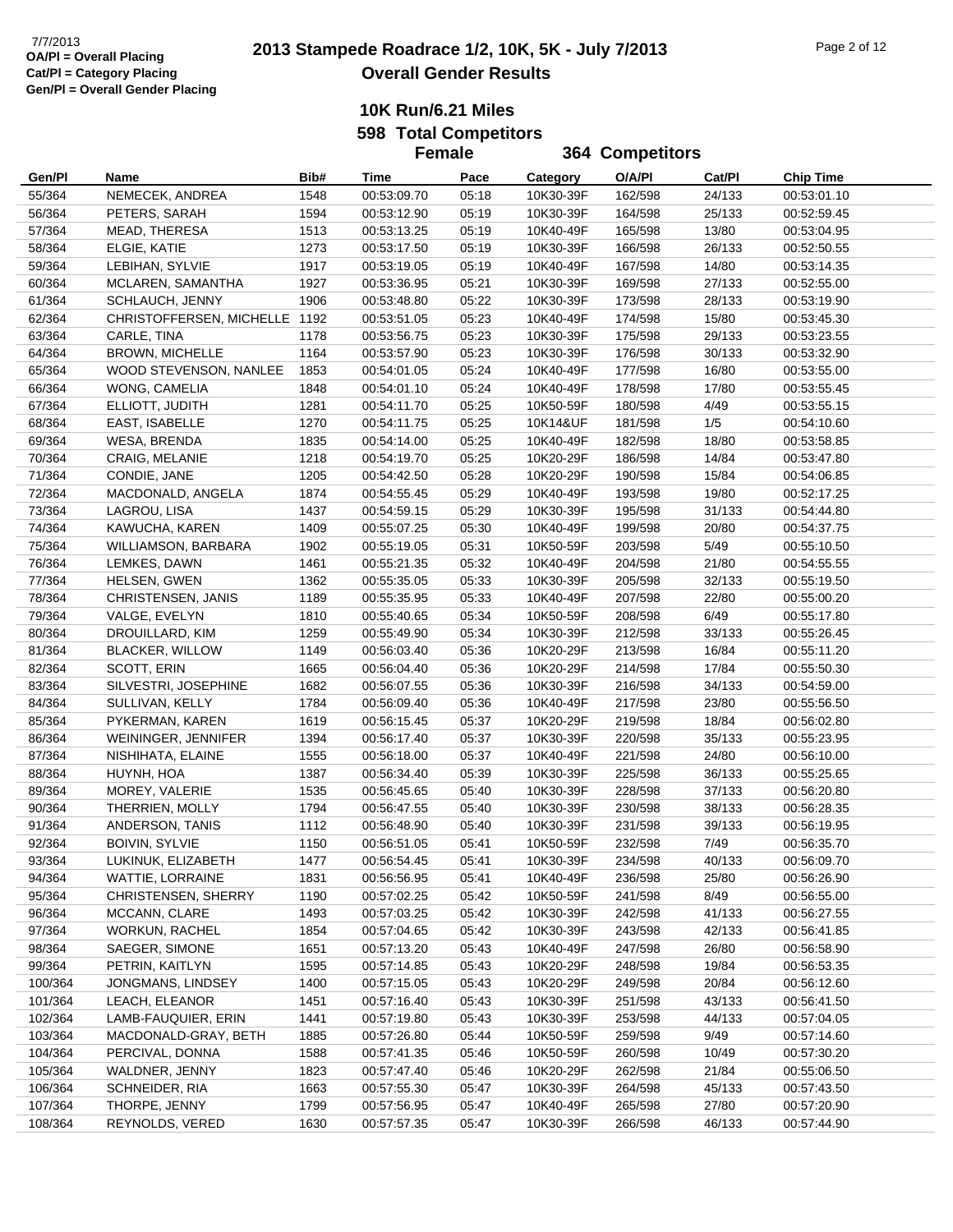7/7/2013
**OA/Pl = Overall Placing**
**Cat/Pl = Category Placing**
**Gen/Pl = Overall Gender Placing**

# 2013 Stampede Roadrace 1/2, 10K, 5K - July 7/2013
## Overall Gender Results

### 10K Run/6.21 Miles
### 598 Total Competitors
### Female 364 Competitors

| Gen/Pl | Name | Bib# | Time | Pace | Category | O/A/Pl | Cat/Pl | Chip Time |
|---|---|---|---|---|---|---|---|---|
| 55/364 | NEMECEK, ANDREA | 1548 | 00:53:09.70 | 05:18 | 10K30-39F | 162/598 | 24/133 | 00:53:01.10 |
| 56/364 | PETERS, SARAH | 1594 | 00:53:12.90 | 05:19 | 10K30-39F | 164/598 | 25/133 | 00:52:59.45 |
| 57/364 | MEAD, THERESA | 1513 | 00:53:13.25 | 05:19 | 10K40-49F | 165/598 | 13/80 | 00:53:04.95 |
| 58/364 | ELGIE, KATIE | 1273 | 00:53:17.50 | 05:19 | 10K30-39F | 166/598 | 26/133 | 00:52:50.55 |
| 59/364 | LEBIHAN, SYLVIE | 1917 | 00:53:19.05 | 05:19 | 10K40-49F | 167/598 | 14/80 | 00:53:14.35 |
| 60/364 | MCLAREN, SAMANTHA | 1927 | 00:53:36.95 | 05:21 | 10K30-39F | 169/598 | 27/133 | 00:52:55.00 |
| 61/364 | SCHLAUCH, JENNY | 1906 | 00:53:48.80 | 05:22 | 10K30-39F | 173/598 | 28/133 | 00:53:19.90 |
| 62/364 | CHRISTOFFERSEN, MICHELLE | 1192 | 00:53:51.05 | 05:23 | 10K40-49F | 174/598 | 15/80 | 00:53:45.30 |
| 63/364 | CARLE, TINA | 1178 | 00:53:56.75 | 05:23 | 10K30-39F | 175/598 | 29/133 | 00:53:23.55 |
| 64/364 | BROWN, MICHELLE | 1164 | 00:53:57.90 | 05:23 | 10K30-39F | 176/598 | 30/133 | 00:53:32.90 |
| 65/364 | WOOD STEVENSON, NANLEE | 1853 | 00:54:01.05 | 05:24 | 10K40-49F | 177/598 | 16/80 | 00:53:55.00 |
| 66/364 | WONG, CAMELIA | 1848 | 00:54:01.10 | 05:24 | 10K40-49F | 178/598 | 17/80 | 00:53:55.45 |
| 67/364 | ELLIOTT, JUDITH | 1281 | 00:54:11.70 | 05:25 | 10K50-59F | 180/598 | 4/49 | 00:53:55.15 |
| 68/364 | EAST, ISABELLE | 1270 | 00:54:11.75 | 05:25 | 10K14&UF | 181/598 | 1/5 | 00:54:10.60 |
| 69/364 | WESA, BRENDA | 1835 | 00:54:14.00 | 05:25 | 10K40-49F | 182/598 | 18/80 | 00:53:58.85 |
| 70/364 | CRAIG, MELANIE | 1218 | 00:54:19.70 | 05:25 | 10K20-29F | 186/598 | 14/84 | 00:53:47.80 |
| 71/364 | CONDIE, JANE | 1205 | 00:54:42.50 | 05:28 | 10K20-29F | 190/598 | 15/84 | 00:54:06.85 |
| 72/364 | MACDONALD, ANGELA | 1874 | 00:54:55.45 | 05:29 | 10K40-49F | 193/598 | 19/80 | 00:52:17.25 |
| 73/364 | LAGROU, LISA | 1437 | 00:54:59.15 | 05:29 | 10K30-39F | 195/598 | 31/133 | 00:54:44.80 |
| 74/364 | KAWUCHA, KAREN | 1409 | 00:55:07.25 | 05:30 | 10K40-49F | 199/598 | 20/80 | 00:54:37.75 |
| 75/364 | WILLIAMSON, BARBARA | 1902 | 00:55:19.05 | 05:31 | 10K50-59F | 203/598 | 5/49 | 00:55:10.50 |
| 76/364 | LEMKES, DAWN | 1461 | 00:55:21.35 | 05:32 | 10K40-49F | 204/598 | 21/80 | 00:54:55.55 |
| 77/364 | HELSEN, GWEN | 1362 | 00:55:35.05 | 05:33 | 10K30-39F | 205/598 | 32/133 | 00:55:19.50 |
| 78/364 | CHRISTENSEN, JANIS | 1189 | 00:55:35.95 | 05:33 | 10K40-49F | 207/598 | 22/80 | 00:55:00.20 |
| 79/364 | VALGE, EVELYN | 1810 | 00:55:40.65 | 05:34 | 10K50-59F | 208/598 | 6/49 | 00:55:17.80 |
| 80/364 | DROUILLARD, KIM | 1259 | 00:55:49.90 | 05:34 | 10K30-39F | 212/598 | 33/133 | 00:55:26.45 |
| 81/364 | BLACKER, WILLOW | 1149 | 00:56:03.40 | 05:36 | 10K20-29F | 213/598 | 16/84 | 00:55:11.20 |
| 82/364 | SCOTT, ERIN | 1665 | 00:56:04.40 | 05:36 | 10K20-29F | 214/598 | 17/84 | 00:55:50.30 |
| 83/364 | SILVESTRI, JOSEPHINE | 1682 | 00:56:07.55 | 05:36 | 10K30-39F | 216/598 | 34/133 | 00:54:59.00 |
| 84/364 | SULLIVAN, KELLY | 1784 | 00:56:09.40 | 05:36 | 10K40-49F | 217/598 | 23/80 | 00:55:56.50 |
| 85/364 | PYKERMAN, KAREN | 1619 | 00:56:15.45 | 05:37 | 10K20-29F | 219/598 | 18/84 | 00:56:02.80 |
| 86/364 | WEININGER, JENNIFER | 1394 | 00:56:17.40 | 05:37 | 10K30-39F | 220/598 | 35/133 | 00:55:23.95 |
| 87/364 | NISHIHATA, ELAINE | 1555 | 00:56:18.00 | 05:37 | 10K40-49F | 221/598 | 24/80 | 00:56:10.00 |
| 88/364 | HUYNH, HOA | 1387 | 00:56:34.40 | 05:39 | 10K30-39F | 225/598 | 36/133 | 00:55:25.65 |
| 89/364 | MOREY, VALERIE | 1535 | 00:56:45.65 | 05:40 | 10K30-39F | 228/598 | 37/133 | 00:56:20.80 |
| 90/364 | THERRIEN, MOLLY | 1794 | 00:56:47.55 | 05:40 | 10K30-39F | 230/598 | 38/133 | 00:56:28.35 |
| 91/364 | ANDERSON, TANIS | 1112 | 00:56:48.90 | 05:40 | 10K30-39F | 231/598 | 39/133 | 00:56:19.95 |
| 92/364 | BOIVIN, SYLVIE | 1150 | 00:56:51.05 | 05:41 | 10K50-59F | 232/598 | 7/49 | 00:56:35.70 |
| 93/364 | LUKINUK, ELIZABETH | 1477 | 00:56:54.45 | 05:41 | 10K30-39F | 234/598 | 40/133 | 00:56:09.70 |
| 94/364 | WATTIE, LORRAINE | 1831 | 00:56:56.95 | 05:41 | 10K40-49F | 236/598 | 25/80 | 00:56:26.90 |
| 95/364 | CHRISTENSEN, SHERRY | 1190 | 00:57:02.25 | 05:42 | 10K50-59F | 241/598 | 8/49 | 00:56:55.00 |
| 96/364 | MCCANN, CLARE | 1493 | 00:57:03.25 | 05:42 | 10K30-39F | 242/598 | 41/133 | 00:56:27.55 |
| 97/364 | WORKUN, RACHEL | 1854 | 00:57:04.65 | 05:42 | 10K30-39F | 243/598 | 42/133 | 00:56:41.85 |
| 98/364 | SAEGER, SIMONE | 1651 | 00:57:13.20 | 05:43 | 10K40-49F | 247/598 | 26/80 | 00:56:58.90 |
| 99/364 | PETRIN, KAITLYN | 1595 | 00:57:14.85 | 05:43 | 10K20-29F | 248/598 | 19/84 | 00:56:53.35 |
| 100/364 | JONGMANS, LINDSEY | 1400 | 00:57:15.05 | 05:43 | 10K20-29F | 249/598 | 20/84 | 00:56:12.60 |
| 101/364 | LEACH, ELEANOR | 1451 | 00:57:16.40 | 05:43 | 10K30-39F | 251/598 | 43/133 | 00:56:41.50 |
| 102/364 | LAMB-FAUQUIER, ERIN | 1441 | 00:57:19.80 | 05:43 | 10K30-39F | 253/598 | 44/133 | 00:57:04.05 |
| 103/364 | MACDONALD-GRAY, BETH | 1885 | 00:57:26.80 | 05:44 | 10K50-59F | 259/598 | 9/49 | 00:57:14.60 |
| 104/364 | PERCIVAL, DONNA | 1588 | 00:57:41.35 | 05:46 | 10K50-59F | 260/598 | 10/49 | 00:57:30.20 |
| 105/364 | WALDNER, JENNY | 1823 | 00:57:47.40 | 05:46 | 10K20-29F | 262/598 | 21/84 | 00:55:06.50 |
| 106/364 | SCHNEIDER, RIA | 1663 | 00:57:55.30 | 05:47 | 10K30-39F | 264/598 | 45/133 | 00:57:43.50 |
| 107/364 | THORPE, JENNY | 1799 | 00:57:56.95 | 05:47 | 10K40-49F | 265/598 | 27/80 | 00:57:20.90 |
| 108/364 | REYNOLDS, VERED | 1630 | 00:57:57.35 | 05:47 | 10K30-39F | 266/598 | 46/133 | 00:57:44.90 |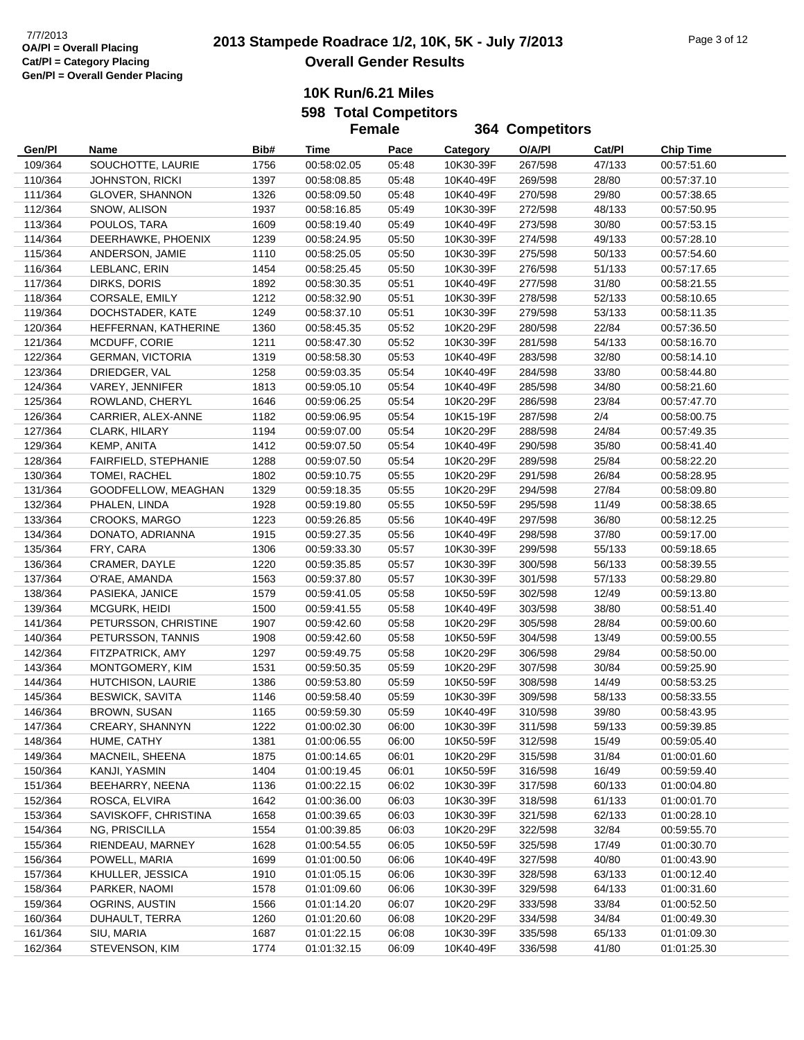7/7/2013
OA/Pl = Overall Placing
Cat/Pl = Category Placing
Gen/Pl = Overall Gender Placing

# 2013 Stampede Roadrace 1/2, 10K, 5K - July 7/2013

## Overall Gender Results

### 10K Run/6.21 Miles

**598 Total Competitors**

**Female 364 Competitors**

| Gen/Pl | Name | Bib# | Time | Pace | Category | O/A/Pl | Cat/Pl | Chip Time |
|---|---|---|---|---|---|---|---|---|
| 109/364 | SOUCHOTTE, LAURIE | 1756 | 00:58:02.05 | 05:48 | 10K30-39F | 267/598 | 47/133 | 00:57:51.60 |
| 110/364 | JOHNSTON, RICKI | 1397 | 00:58:08.85 | 05:48 | 10K40-49F | 269/598 | 28/80 | 00:57:37.10 |
| 111/364 | GLOVER, SHANNON | 1326 | 00:58:09.50 | 05:48 | 10K40-49F | 270/598 | 29/80 | 00:57:38.65 |
| 112/364 | SNOW, ALISON | 1937 | 00:58:16.85 | 05:49 | 10K30-39F | 272/598 | 48/133 | 00:57:50.95 |
| 113/364 | POULOS, TARA | 1609 | 00:58:19.40 | 05:49 | 10K40-49F | 273/598 | 30/80 | 00:57:53.15 |
| 114/364 | DEERHAWKE, PHOENIX | 1239 | 00:58:24.95 | 05:50 | 10K30-39F | 274/598 | 49/133 | 00:57:28.10 |
| 115/364 | ANDERSON, JAMIE | 1110 | 00:58:25.05 | 05:50 | 10K30-39F | 275/598 | 50/133 | 00:57:54.60 |
| 116/364 | LEBLANC, ERIN | 1454 | 00:58:25.45 | 05:50 | 10K30-39F | 276/598 | 51/133 | 00:57:17.65 |
| 117/364 | DIRKS, DORIS | 1892 | 00:58:30.35 | 05:51 | 10K40-49F | 277/598 | 31/80 | 00:58:21.55 |
| 118/364 | CORSALE, EMILY | 1212 | 00:58:32.90 | 05:51 | 10K30-39F | 278/598 | 52/133 | 00:58:10.65 |
| 119/364 | DOCHSTADER, KATE | 1249 | 00:58:37.10 | 05:51 | 10K30-39F | 279/598 | 53/133 | 00:58:11.35 |
| 120/364 | HEFFERNAN, KATHERINE | 1360 | 00:58:45.35 | 05:52 | 10K20-29F | 280/598 | 22/84 | 00:57:36.50 |
| 121/364 | MCDUFF, CORIE | 1211 | 00:58:47.30 | 05:52 | 10K30-39F | 281/598 | 54/133 | 00:58:16.70 |
| 122/364 | GERMAN, VICTORIA | 1319 | 00:58:58.30 | 05:53 | 10K40-49F | 283/598 | 32/80 | 00:58:14.10 |
| 123/364 | DRIEDGER, VAL | 1258 | 00:59:03.35 | 05:54 | 10K40-49F | 284/598 | 33/80 | 00:58:44.80 |
| 124/364 | VAREY, JENNIFER | 1813 | 00:59:05.10 | 05:54 | 10K40-49F | 285/598 | 34/80 | 00:58:21.60 |
| 125/364 | ROWLAND, CHERYL | 1646 | 00:59:06.25 | 05:54 | 10K20-29F | 286/598 | 23/84 | 00:57:47.70 |
| 126/364 | CARRIER, ALEX-ANNE | 1182 | 00:59:06.95 | 05:54 | 10K15-19F | 287/598 | 2/4 | 00:58:00.75 |
| 127/364 | CLARK, HILARY | 1194 | 00:59:07.00 | 05:54 | 10K20-29F | 288/598 | 24/84 | 00:57:49.35 |
| 129/364 | KEMP, ANITA | 1412 | 00:59:07.50 | 05:54 | 10K40-49F | 290/598 | 35/80 | 00:58:41.40 |
| 128/364 | FAIRFIELD, STEPHANIE | 1288 | 00:59:07.50 | 05:54 | 10K20-29F | 289/598 | 25/84 | 00:58:22.20 |
| 130/364 | TOMEI, RACHEL | 1802 | 00:59:10.75 | 05:55 | 10K20-29F | 291/598 | 26/84 | 00:58:28.95 |
| 131/364 | GOODFELLOW, MEAGHAN | 1329 | 00:59:18.35 | 05:55 | 10K20-29F | 294/598 | 27/84 | 00:58:09.80 |
| 132/364 | PHALEN, LINDA | 1928 | 00:59:19.80 | 05:55 | 10K50-59F | 295/598 | 11/49 | 00:58:38.65 |
| 133/364 | CROOKS, MARGO | 1223 | 00:59:26.85 | 05:56 | 10K40-49F | 297/598 | 36/80 | 00:58:12.25 |
| 134/364 | DONATO, ADRIANNA | 1915 | 00:59:27.35 | 05:56 | 10K40-49F | 298/598 | 37/80 | 00:59:17.00 |
| 135/364 | FRY, CARA | 1306 | 00:59:33.30 | 05:57 | 10K30-39F | 299/598 | 55/133 | 00:59:18.65 |
| 136/364 | CRAMER, DAYLE | 1220 | 00:59:35.85 | 05:57 | 10K30-39F | 300/598 | 56/133 | 00:58:39.55 |
| 137/364 | O'RAE, AMANDA | 1563 | 00:59:37.80 | 05:57 | 10K30-39F | 301/598 | 57/133 | 00:58:29.80 |
| 138/364 | PASIEKA, JANICE | 1579 | 00:59:41.05 | 05:58 | 10K50-59F | 302/598 | 12/49 | 00:59:13.80 |
| 139/364 | MCGURK, HEIDI | 1500 | 00:59:41.55 | 05:58 | 10K40-49F | 303/598 | 38/80 | 00:58:51.40 |
| 141/364 | PETURSSON, CHRISTINE | 1907 | 00:59:42.60 | 05:58 | 10K20-29F | 305/598 | 28/84 | 00:59:00.60 |
| 140/364 | PETURSSON, TANNIS | 1908 | 00:59:42.60 | 05:58 | 10K50-59F | 304/598 | 13/49 | 00:59:00.55 |
| 142/364 | FITZPATRICK, AMY | 1297 | 00:59:49.75 | 05:58 | 10K20-29F | 306/598 | 29/84 | 00:58:50.00 |
| 143/364 | MONTGOMERY, KIM | 1531 | 00:59:50.35 | 05:59 | 10K20-29F | 307/598 | 30/84 | 00:59:25.90 |
| 144/364 | HUTCHISON, LAURIE | 1386 | 00:59:53.80 | 05:59 | 10K50-59F | 308/598 | 14/49 | 00:58:53.25 |
| 145/364 | BESWICK, SAVITA | 1146 | 00:59:58.40 | 05:59 | 10K30-39F | 309/598 | 58/133 | 00:58:33.55 |
| 146/364 | BROWN, SUSAN | 1165 | 00:59:59.30 | 05:59 | 10K40-49F | 310/598 | 39/80 | 00:58:43.95 |
| 147/364 | CREARY, SHANNYN | 1222 | 01:00:02.30 | 06:00 | 10K30-39F | 311/598 | 59/133 | 00:59:39.85 |
| 148/364 | HUME, CATHY | 1381 | 01:00:06.55 | 06:00 | 10K50-59F | 312/598 | 15/49 | 00:59:05.40 |
| 149/364 | MACNEIL, SHEENA | 1875 | 01:00:14.65 | 06:01 | 10K20-29F | 315/598 | 31/84 | 01:00:01.60 |
| 150/364 | KANJI, YASMIN | 1404 | 01:00:19.45 | 06:01 | 10K50-59F | 316/598 | 16/49 | 00:59:59.40 |
| 151/364 | BEEHARRY, NEENA | 1136 | 01:00:22.15 | 06:02 | 10K30-39F | 317/598 | 60/133 | 01:00:04.80 |
| 152/364 | ROSCA, ELVIRA | 1642 | 01:00:36.00 | 06:03 | 10K30-39F | 318/598 | 61/133 | 01:00:01.70 |
| 153/364 | SAVISKOFF, CHRISTINA | 1658 | 01:00:39.65 | 06:03 | 10K30-39F | 321/598 | 62/133 | 01:00:28.10 |
| 154/364 | NG, PRISCILLA | 1554 | 01:00:39.85 | 06:03 | 10K20-29F | 322/598 | 32/84 | 00:59:55.70 |
| 155/364 | RIENDEAU, MARNEY | 1628 | 01:00:54.55 | 06:05 | 10K50-59F | 325/598 | 17/49 | 01:00:30.70 |
| 156/364 | POWELL, MARIA | 1699 | 01:01:00.50 | 06:06 | 10K40-49F | 327/598 | 40/80 | 01:00:43.90 |
| 157/364 | KHULLER, JESSICA | 1910 | 01:01:05.15 | 06:06 | 10K30-39F | 328/598 | 63/133 | 01:00:12.40 |
| 158/364 | PARKER, NAOMI | 1578 | 01:01:09.60 | 06:06 | 10K30-39F | 329/598 | 64/133 | 01:00:31.60 |
| 159/364 | OGRINS, AUSTIN | 1566 | 01:01:14.20 | 06:07 | 10K20-29F | 333/598 | 33/84 | 01:00:52.50 |
| 160/364 | DUHAULT, TERRA | 1260 | 01:01:20.60 | 06:08 | 10K20-29F | 334/598 | 34/84 | 01:00:49.30 |
| 161/364 | SIU, MARIA | 1687 | 01:01:22.15 | 06:08 | 10K30-39F | 335/598 | 65/133 | 01:01:09.30 |
| 162/364 | STEVENSON, KIM | 1774 | 01:01:32.15 | 06:09 | 10K40-49F | 336/598 | 41/80 | 01:01:25.30 |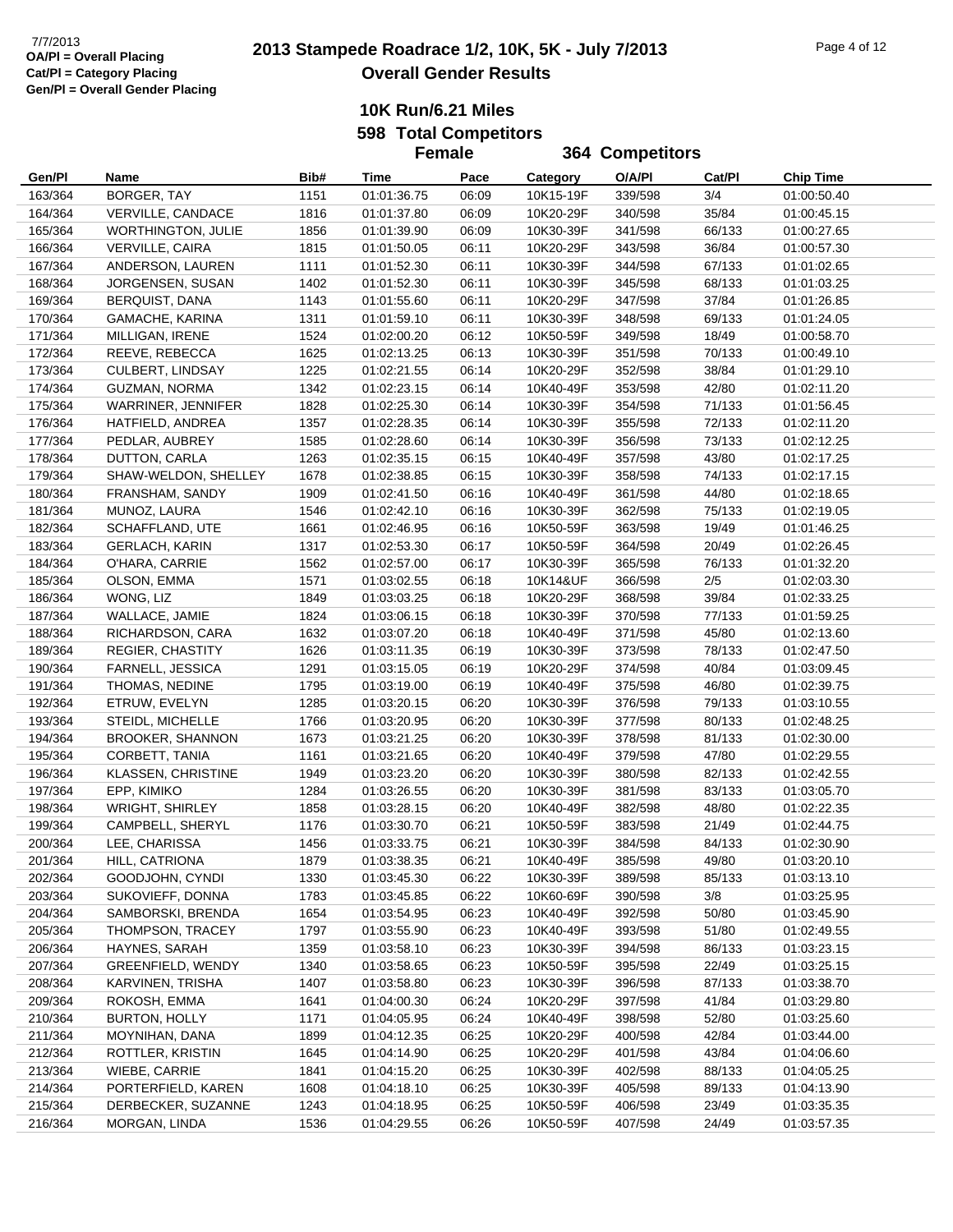7/7/2013
OA/Pl = Overall Placing
Cat/Pl = Category Placing
Gen/Pl = Overall Gender Placing

# 2013 Stampede Roadrace 1/2, 10K, 5K - July 7/2013
## Overall Gender Results

### 10K Run/6.21 Miles
### 598 Total Competitors
### Female 364 Competitors

| Gen/Pl | Name | Bib# | Time | Pace | Category | O/A/Pl | Cat/Pl | Chip Time |
|---|---|---|---|---|---|---|---|---|
| 163/364 | BORGER, TAY | 1151 | 01:01:36.75 | 06:09 | 10K15-19F | 339/598 | 3/4 | 01:00:50.40 |
| 164/364 | VERVILLE, CANDACE | 1816 | 01:01:37.80 | 06:09 | 10K20-29F | 340/598 | 35/84 | 01:00:45.15 |
| 165/364 | WORTHINGTON, JULIE | 1856 | 01:01:39.90 | 06:09 | 10K30-39F | 341/598 | 66/133 | 01:00:27.65 |
| 166/364 | VERVILLE, CAIRA | 1815 | 01:01:50.05 | 06:11 | 10K20-29F | 343/598 | 36/84 | 01:00:57.30 |
| 167/364 | ANDERSON, LAUREN | 1111 | 01:01:52.30 | 06:11 | 10K30-39F | 344/598 | 67/133 | 01:01:02.65 |
| 168/364 | JORGENSEN, SUSAN | 1402 | 01:01:52.30 | 06:11 | 10K30-39F | 345/598 | 68/133 | 01:01:03.25 |
| 169/364 | BERQUIST, DANA | 1143 | 01:01:55.60 | 06:11 | 10K20-29F | 347/598 | 37/84 | 01:01:26.85 |
| 170/364 | GAMACHE, KARINA | 1311 | 01:01:59.10 | 06:11 | 10K30-39F | 348/598 | 69/133 | 01:01:24.05 |
| 171/364 | MILLIGAN, IRENE | 1524 | 01:02:00.20 | 06:12 | 10K50-59F | 349/598 | 18/49 | 01:00:58.70 |
| 172/364 | REEVE, REBECCA | 1625 | 01:02:13.25 | 06:13 | 10K30-39F | 351/598 | 70/133 | 01:00:49.10 |
| 173/364 | CULBERT, LINDSAY | 1225 | 01:02:21.55 | 06:14 | 10K20-29F | 352/598 | 38/84 | 01:01:29.10 |
| 174/364 | GUZMAN, NORMA | 1342 | 01:02:23.15 | 06:14 | 10K40-49F | 353/598 | 42/80 | 01:02:11.20 |
| 175/364 | WARRINER, JENNIFER | 1828 | 01:02:25.30 | 06:14 | 10K30-39F | 354/598 | 71/133 | 01:01:56.45 |
| 176/364 | HATFIELD, ANDREA | 1357 | 01:02:28.35 | 06:14 | 10K30-39F | 355/598 | 72/133 | 01:02:11.20 |
| 177/364 | PEDLAR, AUBREY | 1585 | 01:02:28.60 | 06:14 | 10K30-39F | 356/598 | 73/133 | 01:02:12.25 |
| 178/364 | DUTTON, CARLA | 1263 | 01:02:35.15 | 06:15 | 10K40-49F | 357/598 | 43/80 | 01:02:17.25 |
| 179/364 | SHAW-WELDON, SHELLEY | 1678 | 01:02:38.85 | 06:15 | 10K30-39F | 358/598 | 74/133 | 01:02:17.15 |
| 180/364 | FRANSHAM, SANDY | 1909 | 01:02:41.50 | 06:16 | 10K40-49F | 361/598 | 44/80 | 01:02:18.65 |
| 181/364 | MUNOZ, LAURA | 1546 | 01:02:42.10 | 06:16 | 10K30-39F | 362/598 | 75/133 | 01:02:19.05 |
| 182/364 | SCHAFFLAND, UTE | 1661 | 01:02:46.95 | 06:16 | 10K50-59F | 363/598 | 19/49 | 01:01:46.25 |
| 183/364 | GERLACH, KARIN | 1317 | 01:02:53.30 | 06:17 | 10K50-59F | 364/598 | 20/49 | 01:02:26.45 |
| 184/364 | O'HARA, CARRIE | 1562 | 01:02:57.00 | 06:17 | 10K30-39F | 365/598 | 76/133 | 01:01:32.20 |
| 185/364 | OLSON, EMMA | 1571 | 01:03:02.55 | 06:18 | 10K14&UF | 366/598 | 2/5 | 01:02:03.30 |
| 186/364 | WONG, LIZ | 1849 | 01:03:03.25 | 06:18 | 10K20-29F | 368/598 | 39/84 | 01:02:33.25 |
| 187/364 | WALLACE, JAMIE | 1824 | 01:03:06.15 | 06:18 | 10K30-39F | 370/598 | 77/133 | 01:01:59.25 |
| 188/364 | RICHARDSON, CARA | 1632 | 01:03:07.20 | 06:18 | 10K40-49F | 371/598 | 45/80 | 01:02:13.60 |
| 189/364 | REGIER, CHASTITY | 1626 | 01:03:11.35 | 06:19 | 10K30-39F | 373/598 | 78/133 | 01:02:47.50 |
| 190/364 | FARNELL, JESSICA | 1291 | 01:03:15.05 | 06:19 | 10K20-29F | 374/598 | 40/84 | 01:03:09.45 |
| 191/364 | THOMAS, NEDINE | 1795 | 01:03:19.00 | 06:19 | 10K40-49F | 375/598 | 46/80 | 01:02:39.75 |
| 192/364 | ETRUW, EVELYN | 1285 | 01:03:20.15 | 06:20 | 10K30-39F | 376/598 | 79/133 | 01:03:10.55 |
| 193/364 | STEIDL, MICHELLE | 1766 | 01:03:20.95 | 06:20 | 10K30-39F | 377/598 | 80/133 | 01:02:48.25 |
| 194/364 | BROOKER, SHANNON | 1673 | 01:03:21.25 | 06:20 | 10K30-39F | 378/598 | 81/133 | 01:02:30.00 |
| 195/364 | CORBETT, TANIA | 1161 | 01:03:21.65 | 06:20 | 10K40-49F | 379/598 | 47/80 | 01:02:29.55 |
| 196/364 | KLASSEN, CHRISTINE | 1949 | 01:03:23.20 | 06:20 | 10K30-39F | 380/598 | 82/133 | 01:02:42.55 |
| 197/364 | EPP, KIMIKO | 1284 | 01:03:26.55 | 06:20 | 10K30-39F | 381/598 | 83/133 | 01:03:05.70 |
| 198/364 | WRIGHT, SHIRLEY | 1858 | 01:03:28.15 | 06:20 | 10K40-49F | 382/598 | 48/80 | 01:02:22.35 |
| 199/364 | CAMPBELL, SHERYL | 1176 | 01:03:30.70 | 06:21 | 10K50-59F | 383/598 | 21/49 | 01:02:44.75 |
| 200/364 | LEE, CHARISSA | 1456 | 01:03:33.75 | 06:21 | 10K30-39F | 384/598 | 84/133 | 01:02:30.90 |
| 201/364 | HILL, CATRIONA | 1879 | 01:03:38.35 | 06:21 | 10K40-49F | 385/598 | 49/80 | 01:03:20.10 |
| 202/364 | GOODJOHN, CYNDI | 1330 | 01:03:45.30 | 06:22 | 10K30-39F | 389/598 | 85/133 | 01:03:13.10 |
| 203/364 | SUKOVIEFF, DONNA | 1783 | 01:03:45.85 | 06:22 | 10K60-69F | 390/598 | 3/8 | 01:03:25.95 |
| 204/364 | SAMBORSKI, BRENDA | 1654 | 01:03:54.95 | 06:23 | 10K40-49F | 392/598 | 50/80 | 01:03:45.90 |
| 205/364 | THOMPSON, TRACEY | 1797 | 01:03:55.90 | 06:23 | 10K40-49F | 393/598 | 51/80 | 01:02:49.55 |
| 206/364 | HAYNES, SARAH | 1359 | 01:03:58.10 | 06:23 | 10K30-39F | 394/598 | 86/133 | 01:03:23.15 |
| 207/364 | GREENFIELD, WENDY | 1340 | 01:03:58.65 | 06:23 | 10K50-59F | 395/598 | 22/49 | 01:03:25.15 |
| 208/364 | KARVINEN, TRISHA | 1407 | 01:03:58.80 | 06:23 | 10K30-39F | 396/598 | 87/133 | 01:03:38.70 |
| 209/364 | ROKOSH, EMMA | 1641 | 01:04:00.30 | 06:24 | 10K20-29F | 397/598 | 41/84 | 01:03:29.80 |
| 210/364 | BURTON, HOLLY | 1171 | 01:04:05.95 | 06:24 | 10K40-49F | 398/598 | 52/80 | 01:03:25.60 |
| 211/364 | MOYNIHAN, DANA | 1899 | 01:04:12.35 | 06:25 | 10K20-29F | 400/598 | 42/84 | 01:03:44.00 |
| 212/364 | ROTTLER, KRISTIN | 1645 | 01:04:14.90 | 06:25 | 10K20-29F | 401/598 | 43/84 | 01:04:06.60 |
| 213/364 | WIEBE, CARRIE | 1841 | 01:04:15.20 | 06:25 | 10K30-39F | 402/598 | 88/133 | 01:04:05.25 |
| 214/364 | PORTERFIELD, KAREN | 1608 | 01:04:18.10 | 06:25 | 10K30-39F | 405/598 | 89/133 | 01:04:13.90 |
| 215/364 | DERBECKER, SUZANNE | 1243 | 01:04:18.95 | 06:25 | 10K50-59F | 406/598 | 23/49 | 01:03:35.35 |
| 216/364 | MORGAN, LINDA | 1536 | 01:04:29.55 | 06:26 | 10K50-59F | 407/598 | 24/49 | 01:03:57.35 |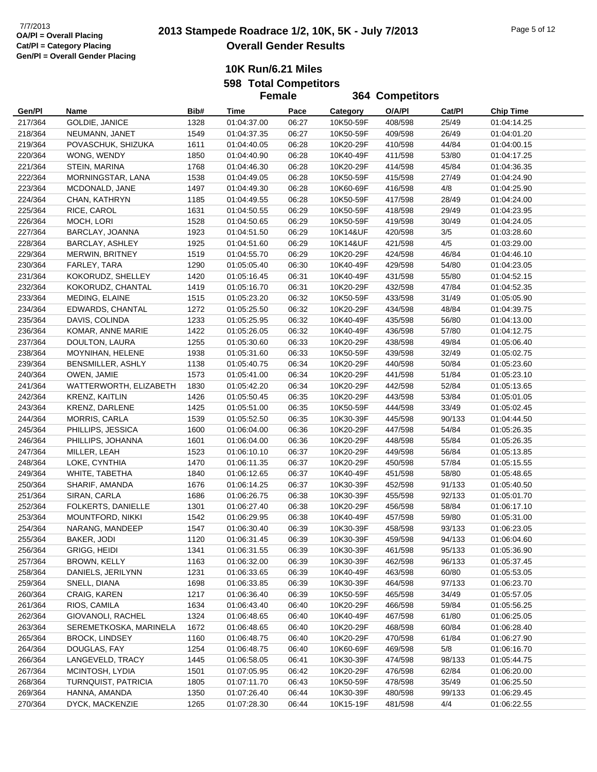OA/Pl = Overall Placing
Cat/Pl = Category Placing
Gen/Pl = Overall Gender Placing

# 2013 Stampede Roadrace 1/2, 10K, 5K - July 7/2013
## Overall Gender Results

### 10K Run/6.21 Miles
### 598 Total Competitors
### Female 364 Competitors

| Gen/Pl | Name | Bib# | Time | Pace | Category | O/A/Pl | Cat/Pl | Chip Time |
|---|---|---|---|---|---|---|---|---|
| 217/364 | GOLDIE, JANICE | 1328 | 01:04:37.00 | 06:27 | 10K50-59F | 408/598 | 25/49 | 01:04:14.25 |
| 218/364 | NEUMANN, JANET | 1549 | 01:04:37.35 | 06:27 | 10K50-59F | 409/598 | 26/49 | 01:04:01.20 |
| 219/364 | POVASCHUK, SHIZUKA | 1611 | 01:04:40.05 | 06:28 | 10K20-29F | 410/598 | 44/84 | 01:04:00.15 |
| 220/364 | WONG, WENDY | 1850 | 01:04:40.90 | 06:28 | 10K40-49F | 411/598 | 53/80 | 01:04:17.25 |
| 221/364 | STEIN, MARINA | 1768 | 01:04:46.30 | 06:28 | 10K20-29F | 414/598 | 45/84 | 01:04:36.35 |
| 222/364 | MORNINGSTAR, LANA | 1538 | 01:04:49.05 | 06:28 | 10K50-59F | 415/598 | 27/49 | 01:04:24.90 |
| 223/364 | MCDONALD, JANE | 1497 | 01:04:49.30 | 06:28 | 10K60-69F | 416/598 | 4/8 | 01:04:25.90 |
| 224/364 | CHAN, KATHRYN | 1185 | 01:04:49.55 | 06:28 | 10K50-59F | 417/598 | 28/49 | 01:04:24.00 |
| 225/364 | RICE, CAROL | 1631 | 01:04:50.55 | 06:29 | 10K50-59F | 418/598 | 29/49 | 01:04:23.95 |
| 226/364 | MOCH, LORI | 1528 | 01:04:50.65 | 06:29 | 10K50-59F | 419/598 | 30/49 | 01:04:24.05 |
| 227/364 | BARCLAY, JOANNA | 1923 | 01:04:51.50 | 06:29 | 10K14&UF | 420/598 | 3/5 | 01:03:28.60 |
| 228/364 | BARCLAY, ASHLEY | 1925 | 01:04:51.60 | 06:29 | 10K14&UF | 421/598 | 4/5 | 01:03:29.00 |
| 229/364 | MERWIN, BRITNEY | 1519 | 01:04:55.70 | 06:29 | 10K20-29F | 424/598 | 46/84 | 01:04:46.10 |
| 230/364 | FARLEY, TARA | 1290 | 01:05:05.40 | 06:30 | 10K40-49F | 429/598 | 54/80 | 01:04:23.05 |
| 231/364 | KOKORUDZ, SHELLEY | 1420 | 01:05:16.45 | 06:31 | 10K40-49F | 431/598 | 55/80 | 01:04:52.15 |
| 232/364 | KOKORUDZ, CHANTAL | 1419 | 01:05:16.70 | 06:31 | 10K20-29F | 432/598 | 47/84 | 01:04:52.35 |
| 233/364 | MEDING, ELAINE | 1515 | 01:05:23.20 | 06:32 | 10K50-59F | 433/598 | 31/49 | 01:05:05.90 |
| 234/364 | EDWARDS, CHANTAL | 1272 | 01:05:25.50 | 06:32 | 10K20-29F | 434/598 | 48/84 | 01:04:39.75 |
| 235/364 | DAVIS, COLINDA | 1233 | 01:05:25.95 | 06:32 | 10K40-49F | 435/598 | 56/80 | 01:04:13.00 |
| 236/364 | KOMAR, ANNE MARIE | 1422 | 01:05:26.05 | 06:32 | 10K40-49F | 436/598 | 57/80 | 01:04:12.75 |
| 237/364 | DOULTON, LAURA | 1255 | 01:05:30.60 | 06:33 | 10K20-29F | 438/598 | 49/84 | 01:05:06.40 |
| 238/364 | MOYNIHAN, HELENE | 1938 | 01:05:31.60 | 06:33 | 10K50-59F | 439/598 | 32/49 | 01:05:02.75 |
| 239/364 | BENSMILLER, ASHLY | 1138 | 01:05:40.75 | 06:34 | 10K20-29F | 440/598 | 50/84 | 01:05:23.60 |
| 240/364 | OWEN, JAMIE | 1573 | 01:05:41.00 | 06:34 | 10K20-29F | 441/598 | 51/84 | 01:05:23.10 |
| 241/364 | WATTERWORTH, ELIZABETH | 1830 | 01:05:42.20 | 06:34 | 10K20-29F | 442/598 | 52/84 | 01:05:13.65 |
| 242/364 | KRENZ, KAITLIN | 1426 | 01:05:50.45 | 06:35 | 10K20-29F | 443/598 | 53/84 | 01:05:01.05 |
| 243/364 | KRENZ, DARLENE | 1425 | 01:05:51.00 | 06:35 | 10K50-59F | 444/598 | 33/49 | 01:05:02.45 |
| 244/364 | MORRIS, CARLA | 1539 | 01:05:52.50 | 06:35 | 10K30-39F | 445/598 | 90/133 | 01:04:44.50 |
| 245/364 | PHILLIPS, JESSICA | 1600 | 01:06:04.00 | 06:36 | 10K20-29F | 447/598 | 54/84 | 01:05:26.35 |
| 246/364 | PHILLIPS, JOHANNA | 1601 | 01:06:04.00 | 06:36 | 10K20-29F | 448/598 | 55/84 | 01:05:26.35 |
| 247/364 | MILLER, LEAH | 1523 | 01:06:10.10 | 06:37 | 10K20-29F | 449/598 | 56/84 | 01:05:13.85 |
| 248/364 | LOKE, CYNTHIA | 1470 | 01:06:11.35 | 06:37 | 10K20-29F | 450/598 | 57/84 | 01:05:15.55 |
| 249/364 | WHITE, TABETHA | 1840 | 01:06:12.65 | 06:37 | 10K40-49F | 451/598 | 58/80 | 01:05:48.65 |
| 250/364 | SHARIF, AMANDA | 1676 | 01:06:14.25 | 06:37 | 10K30-39F | 452/598 | 91/133 | 01:05:40.50 |
| 251/364 | SIRAN, CARLA | 1686 | 01:06:26.75 | 06:38 | 10K30-39F | 455/598 | 92/133 | 01:05:01.70 |
| 252/364 | FOLKERTS, DANIELLE | 1301 | 01:06:27.40 | 06:38 | 10K20-29F | 456/598 | 58/84 | 01:06:17.10 |
| 253/364 | MOUNTFORD, NIKKI | 1542 | 01:06:29.95 | 06:38 | 10K40-49F | 457/598 | 59/80 | 01:05:31.00 |
| 254/364 | NARANG, MANDEEP | 1547 | 01:06:30.40 | 06:39 | 10K30-39F | 458/598 | 93/133 | 01:06:23.05 |
| 255/364 | BAKER, JODI | 1120 | 01:06:31.45 | 06:39 | 10K30-39F | 459/598 | 94/133 | 01:06:04.60 |
| 256/364 | GRIGG, HEIDI | 1341 | 01:06:31.55 | 06:39 | 10K30-39F | 461/598 | 95/133 | 01:05:36.90 |
| 257/364 | BROWN, KELLY | 1163 | 01:06:32.00 | 06:39 | 10K30-39F | 462/598 | 96/133 | 01:05:37.45 |
| 258/364 | DANIELS, JERILYNN | 1231 | 01:06:33.65 | 06:39 | 10K40-49F | 463/598 | 60/80 | 01:05:53.05 |
| 259/364 | SNELL, DIANA | 1698 | 01:06:33.85 | 06:39 | 10K30-39F | 464/598 | 97/133 | 01:06:23.70 |
| 260/364 | CRAIG, KAREN | 1217 | 01:06:36.40 | 06:39 | 10K50-59F | 465/598 | 34/49 | 01:05:57.05 |
| 261/364 | RIOS, CAMILA | 1634 | 01:06:43.40 | 06:40 | 10K20-29F | 466/598 | 59/84 | 01:05:56.25 |
| 262/364 | GIOVANOLI, RACHEL | 1324 | 01:06:48.65 | 06:40 | 10K40-49F | 467/598 | 61/80 | 01:06:25.05 |
| 263/364 | SEREMETKOSKA, MARINELA | 1672 | 01:06:48.65 | 06:40 | 10K20-29F | 468/598 | 60/84 | 01:06:28.40 |
| 265/364 | BROCK, LINDSEY | 1160 | 01:06:48.75 | 06:40 | 10K20-29F | 470/598 | 61/84 | 01:06:27.90 |
| 264/364 | DOUGLAS, FAY | 1254 | 01:06:48.75 | 06:40 | 10K60-69F | 469/598 | 5/8 | 01:06:16.70 |
| 266/364 | LANGEVELD, TRACY | 1445 | 01:06:58.05 | 06:41 | 10K30-39F | 474/598 | 98/133 | 01:05:44.75 |
| 267/364 | MCINTOSH, LYDIA | 1501 | 01:07:05.95 | 06:42 | 10K20-29F | 476/598 | 62/84 | 01:06:20.00 |
| 268/364 | TURNQUIST, PATRICIA | 1805 | 01:07:11.70 | 06:43 | 10K50-59F | 478/598 | 35/49 | 01:06:25.50 |
| 269/364 | HANNA, AMANDA | 1350 | 01:07:26.40 | 06:44 | 10K30-39F | 480/598 | 99/133 | 01:06:29.45 |
| 270/364 | DYCK, MACKENZIE | 1265 | 01:07:28.30 | 06:44 | 10K15-19F | 481/598 | 4/4 | 01:06:22.55 |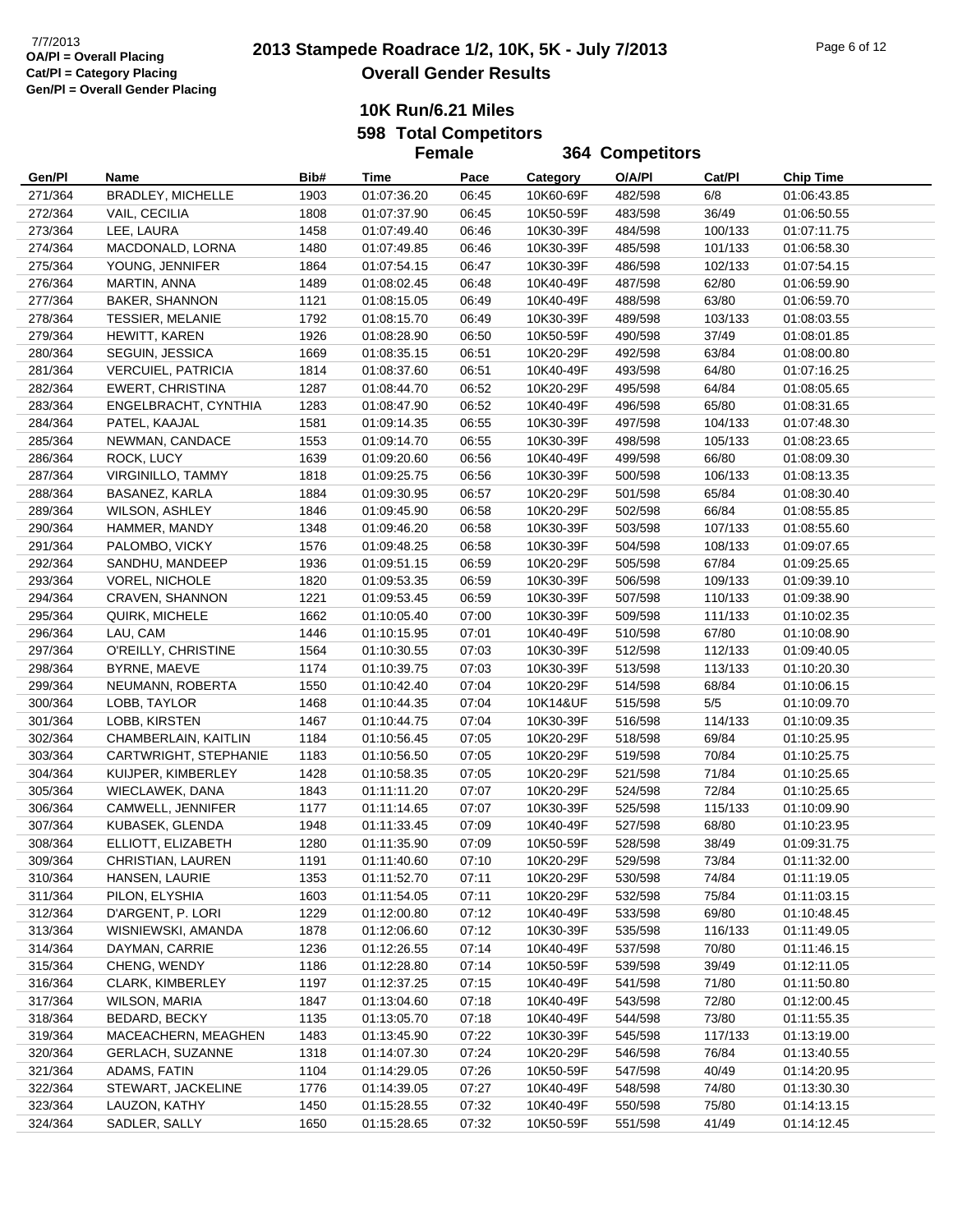7/7/2013
OA/Pl = Overall Placing
Cat/Pl = Category Placing
Gen/Pl = Overall Gender Placing

# 2013 Stampede Roadrace 1/2, 10K, 5K - July 7/2013
## Overall Gender Results

### 10K Run/6.21 Miles
### 598 Total Competitors
### Female 364 Competitors

| Gen/Pl | Name | Bib# | Time | Pace | Category | O/A/Pl | Cat/Pl | Chip Time |
|---|---|---|---|---|---|---|---|---|
| 271/364 | BRADLEY, MICHELLE | 1903 | 01:07:36.20 | 06:45 | 10K60-69F | 482/598 | 6/8 | 01:06:43.85 |
| 272/364 | VAIL, CECILIA | 1808 | 01:07:37.90 | 06:45 | 10K50-59F | 483/598 | 36/49 | 01:06:50.55 |
| 273/364 | LEE, LAURA | 1458 | 01:07:49.40 | 06:46 | 10K30-39F | 484/598 | 100/133 | 01:07:11.75 |
| 274/364 | MACDONALD, LORNA | 1480 | 01:07:49.85 | 06:46 | 10K30-39F | 485/598 | 101/133 | 01:06:58.30 |
| 275/364 | YOUNG, JENNIFER | 1864 | 01:07:54.15 | 06:47 | 10K30-39F | 486/598 | 102/133 | 01:07:54.15 |
| 276/364 | MARTIN, ANNA | 1489 | 01:08:02.45 | 06:48 | 10K40-49F | 487/598 | 62/80 | 01:06:59.90 |
| 277/364 | BAKER, SHANNON | 1121 | 01:08:15.05 | 06:49 | 10K40-49F | 488/598 | 63/80 | 01:06:59.70 |
| 278/364 | TESSIER, MELANIE | 1792 | 01:08:15.70 | 06:49 | 10K30-39F | 489/598 | 103/133 | 01:08:03.55 |
| 279/364 | HEWITT, KAREN | 1926 | 01:08:28.90 | 06:50 | 10K50-59F | 490/598 | 37/49 | 01:08:01.85 |
| 280/364 | SEGUIN, JESSICA | 1669 | 01:08:35.15 | 06:51 | 10K20-29F | 492/598 | 63/84 | 01:08:00.80 |
| 281/364 | VERCUIEL, PATRICIA | 1814 | 01:08:37.60 | 06:51 | 10K40-49F | 493/598 | 64/80 | 01:07:16.25 |
| 282/364 | EWERT, CHRISTINA | 1287 | 01:08:44.70 | 06:52 | 10K20-29F | 495/598 | 64/84 | 01:08:05.65 |
| 283/364 | ENGELBRACHT, CYNTHIA | 1283 | 01:08:47.90 | 06:52 | 10K40-49F | 496/598 | 65/80 | 01:08:31.65 |
| 284/364 | PATEL, KAAJAL | 1581 | 01:09:14.35 | 06:55 | 10K30-39F | 497/598 | 104/133 | 01:07:48.30 |
| 285/364 | NEWMAN, CANDACE | 1553 | 01:09:14.70 | 06:55 | 10K30-39F | 498/598 | 105/133 | 01:08:23.65 |
| 286/364 | ROCK, LUCY | 1639 | 01:09:20.60 | 06:56 | 10K40-49F | 499/598 | 66/80 | 01:08:09.30 |
| 287/364 | VIRGINILLO, TAMMY | 1818 | 01:09:25.75 | 06:56 | 10K30-39F | 500/598 | 106/133 | 01:08:13.35 |
| 288/364 | BASANEZ, KARLA | 1884 | 01:09:30.95 | 06:57 | 10K20-29F | 501/598 | 65/84 | 01:08:30.40 |
| 289/364 | WILSON, ASHLEY | 1846 | 01:09:45.90 | 06:58 | 10K20-29F | 502/598 | 66/84 | 01:08:55.85 |
| 290/364 | HAMMER, MANDY | 1348 | 01:09:46.20 | 06:58 | 10K30-39F | 503/598 | 107/133 | 01:08:55.60 |
| 291/364 | PALOMBO, VICKY | 1576 | 01:09:48.25 | 06:58 | 10K30-39F | 504/598 | 108/133 | 01:09:07.65 |
| 292/364 | SANDHU, MANDEEP | 1936 | 01:09:51.15 | 06:59 | 10K20-29F | 505/598 | 67/84 | 01:09:25.65 |
| 293/364 | VOREL, NICHOLE | 1820 | 01:09:53.35 | 06:59 | 10K30-39F | 506/598 | 109/133 | 01:09:39.10 |
| 294/364 | CRAVEN, SHANNON | 1221 | 01:09:53.45 | 06:59 | 10K30-39F | 507/598 | 110/133 | 01:09:38.90 |
| 295/364 | QUIRK, MICHELE | 1662 | 01:10:05.40 | 07:00 | 10K30-39F | 509/598 | 111/133 | 01:10:02.35 |
| 296/364 | LAU, CAM | 1446 | 01:10:15.95 | 07:01 | 10K40-49F | 510/598 | 67/80 | 01:10:08.90 |
| 297/364 | O'REILLY, CHRISTINE | 1564 | 01:10:30.55 | 07:03 | 10K30-39F | 512/598 | 112/133 | 01:09:40.05 |
| 298/364 | BYRNE, MAEVE | 1174 | 01:10:39.75 | 07:03 | 10K30-39F | 513/598 | 113/133 | 01:10:20.30 |
| 299/364 | NEUMANN, ROBERTA | 1550 | 01:10:42.40 | 07:04 | 10K20-29F | 514/598 | 68/84 | 01:10:06.15 |
| 300/364 | LOBB, TAYLOR | 1468 | 01:10:44.35 | 07:04 | 10K14&UF | 515/598 | 5/5 | 01:10:09.70 |
| 301/364 | LOBB, KIRSTEN | 1467 | 01:10:44.75 | 07:04 | 10K30-39F | 516/598 | 114/133 | 01:10:09.35 |
| 302/364 | CHAMBERLAIN, KAITLIN | 1184 | 01:10:56.45 | 07:05 | 10K20-29F | 518/598 | 69/84 | 01:10:25.95 |
| 303/364 | CARTWRIGHT, STEPHANIE | 1183 | 01:10:56.50 | 07:05 | 10K20-29F | 519/598 | 70/84 | 01:10:25.75 |
| 304/364 | KUIJPER, KIMBERLEY | 1428 | 01:10:58.35 | 07:05 | 10K20-29F | 521/598 | 71/84 | 01:10:25.65 |
| 305/364 | WIECLAWEK, DANA | 1843 | 01:11:11.20 | 07:07 | 10K20-29F | 524/598 | 72/84 | 01:10:25.65 |
| 306/364 | CAMWELL, JENNIFER | 1177 | 01:11:14.65 | 07:07 | 10K30-39F | 525/598 | 115/133 | 01:10:09.90 |
| 307/364 | KUBASEK, GLENDA | 1948 | 01:11:33.45 | 07:09 | 10K40-49F | 527/598 | 68/80 | 01:10:23.95 |
| 308/364 | ELLIOTT, ELIZABETH | 1280 | 01:11:35.90 | 07:09 | 10K50-59F | 528/598 | 38/49 | 01:09:31.75 |
| 309/364 | CHRISTIAN, LAUREN | 1191 | 01:11:40.60 | 07:10 | 10K20-29F | 529/598 | 73/84 | 01:11:32.00 |
| 310/364 | HANSEN, LAURIE | 1353 | 01:11:52.70 | 07:11 | 10K20-29F | 530/598 | 74/84 | 01:11:19.05 |
| 311/364 | PILON, ELYSHIA | 1603 | 01:11:54.05 | 07:11 | 10K20-29F | 532/598 | 75/84 | 01:11:03.15 |
| 312/364 | D'ARGENT, P. LORI | 1229 | 01:12:00.80 | 07:12 | 10K40-49F | 533/598 | 69/80 | 01:10:48.45 |
| 313/364 | WISNIEWSKI, AMANDA | 1878 | 01:12:06.60 | 07:12 | 10K30-39F | 535/598 | 116/133 | 01:11:49.05 |
| 314/364 | DAYMAN, CARRIE | 1236 | 01:12:26.55 | 07:14 | 10K40-49F | 537/598 | 70/80 | 01:11:46.15 |
| 315/364 | CHENG, WENDY | 1186 | 01:12:28.80 | 07:14 | 10K50-59F | 539/598 | 39/49 | 01:12:11.05 |
| 316/364 | CLARK, KIMBERLEY | 1197 | 01:12:37.25 | 07:15 | 10K40-49F | 541/598 | 71/80 | 01:11:50.80 |
| 317/364 | WILSON, MARIA | 1847 | 01:13:04.60 | 07:18 | 10K40-49F | 543/598 | 72/80 | 01:12:00.45 |
| 318/364 | BEDARD, BECKY | 1135 | 01:13:05.70 | 07:18 | 10K40-49F | 544/598 | 73/80 | 01:11:55.35 |
| 319/364 | MACEACHERN, MEAGHEN | 1483 | 01:13:45.90 | 07:22 | 10K30-39F | 545/598 | 117/133 | 01:13:19.00 |
| 320/364 | GERLACH, SUZANNE | 1318 | 01:14:07.30 | 07:24 | 10K20-29F | 546/598 | 76/84 | 01:13:40.55 |
| 321/364 | ADAMS, FATIN | 1104 | 01:14:29.05 | 07:26 | 10K50-59F | 547/598 | 40/49 | 01:14:20.95 |
| 322/364 | STEWART, JACKELINE | 1776 | 01:14:39.05 | 07:27 | 10K40-49F | 548/598 | 74/80 | 01:13:30.30 |
| 323/364 | LAUZON, KATHY | 1450 | 01:15:28.55 | 07:32 | 10K40-49F | 550/598 | 75/80 | 01:14:13.15 |
| 324/364 | SADLER, SALLY | 1650 | 01:15:28.65 | 07:32 | 10K50-59F | 551/598 | 41/49 | 01:14:12.45 |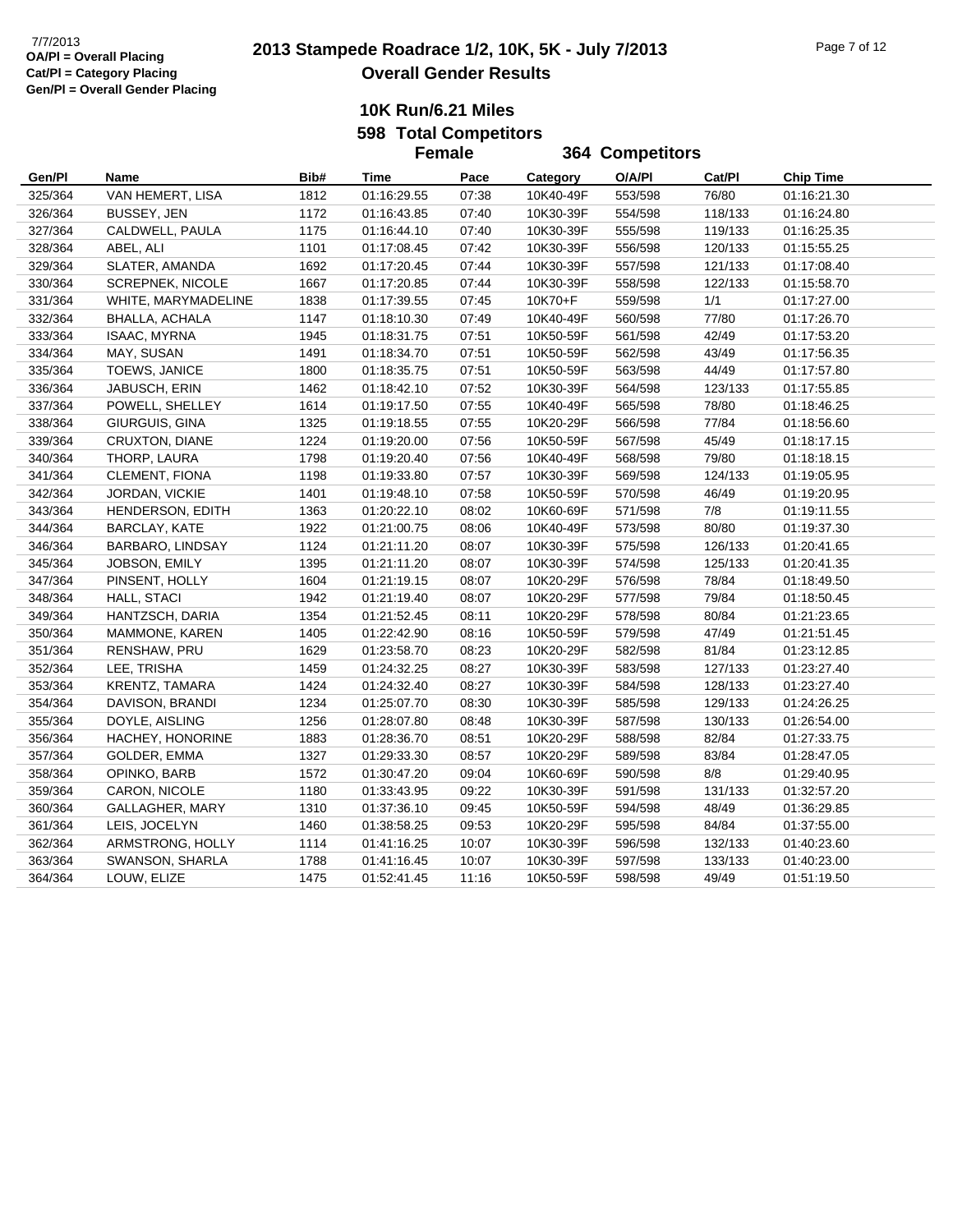7/7/2013
**OA/Pl = Overall Placing**
**Cat/Pl = Category Placing**
**Gen/Pl = Overall Gender Placing**

# 2013 Stampede Roadrace 1/2, 10K, 5K - July 7/2013
## Overall Gender Results

### 10K Run/6.21 Miles
### 598 Total Competitors
### Female 364 Competitors

| Gen/Pl | Name | Bib# | Time | Pace | Category | O/A/Pl | Cat/Pl | Chip Time |
|---|---|---|---|---|---|---|---|---|
| 325/364 | VAN HEMERT, LISA | 1812 | 01:16:29.55 | 07:38 | 10K40-49F | 553/598 | 76/80 | 01:16:21.30 |
| 326/364 | BUSSEY, JEN | 1172 | 01:16:43.85 | 07:40 | 10K30-39F | 554/598 | 118/133 | 01:16:24.80 |
| 327/364 | CALDWELL, PAULA | 1175 | 01:16:44.10 | 07:40 | 10K30-39F | 555/598 | 119/133 | 01:16:25.35 |
| 328/364 | ABEL, ALI | 1101 | 01:17:08.45 | 07:42 | 10K30-39F | 556/598 | 120/133 | 01:15:55.25 |
| 329/364 | SLATER, AMANDA | 1692 | 01:17:20.45 | 07:44 | 10K30-39F | 557/598 | 121/133 | 01:17:08.40 |
| 330/364 | SCREPNEK, NICOLE | 1667 | 01:17:20.85 | 07:44 | 10K30-39F | 558/598 | 122/133 | 01:15:58.70 |
| 331/364 | WHITE, MARYMADELINE | 1838 | 01:17:39.55 | 07:45 | 10K70+F | 559/598 | 1/1 | 01:17:27.00 |
| 332/364 | BHALLA, ACHALA | 1147 | 01:18:10.30 | 07:49 | 10K40-49F | 560/598 | 77/80 | 01:17:26.70 |
| 333/364 | ISAAC, MYRNA | 1945 | 01:18:31.75 | 07:51 | 10K50-59F | 561/598 | 42/49 | 01:17:53.20 |
| 334/364 | MAY, SUSAN | 1491 | 01:18:34.70 | 07:51 | 10K50-59F | 562/598 | 43/49 | 01:17:56.35 |
| 335/364 | TOEWS, JANICE | 1800 | 01:18:35.75 | 07:51 | 10K50-59F | 563/598 | 44/49 | 01:17:57.80 |
| 336/364 | JABUSCH, ERIN | 1462 | 01:18:42.10 | 07:52 | 10K30-39F | 564/598 | 123/133 | 01:17:55.85 |
| 337/364 | POWELL, SHELLEY | 1614 | 01:19:17.50 | 07:55 | 10K40-49F | 565/598 | 78/80 | 01:18:46.25 |
| 338/364 | GIURGUIS, GINA | 1325 | 01:19:18.55 | 07:55 | 10K20-29F | 566/598 | 77/84 | 01:18:56.60 |
| 339/364 | CRUXTON, DIANE | 1224 | 01:19:20.00 | 07:56 | 10K50-59F | 567/598 | 45/49 | 01:18:17.15 |
| 340/364 | THORP, LAURA | 1798 | 01:19:20.40 | 07:56 | 10K40-49F | 568/598 | 79/80 | 01:18:18.15 |
| 341/364 | CLEMENT, FIONA | 1198 | 01:19:33.80 | 07:57 | 10K30-39F | 569/598 | 124/133 | 01:19:05.95 |
| 342/364 | JORDAN, VICKIE | 1401 | 01:19:48.10 | 07:58 | 10K50-59F | 570/598 | 46/49 | 01:19:20.95 |
| 343/364 | HENDERSON, EDITH | 1363 | 01:20:22.10 | 08:02 | 10K60-69F | 571/598 | 7/8 | 01:19:11.55 |
| 344/364 | BARCLAY, KATE | 1922 | 01:21:00.75 | 08:06 | 10K40-49F | 573/598 | 80/80 | 01:19:37.30 |
| 346/364 | BARBARO, LINDSAY | 1124 | 01:21:11.20 | 08:07 | 10K30-39F | 575/598 | 126/133 | 01:20:41.65 |
| 345/364 | JOBSON, EMILY | 1395 | 01:21:11.20 | 08:07 | 10K30-39F | 574/598 | 125/133 | 01:20:41.35 |
| 347/364 | PINSENT, HOLLY | 1604 | 01:21:19.15 | 08:07 | 10K20-29F | 576/598 | 78/84 | 01:18:49.50 |
| 348/364 | HALL, STACI | 1942 | 01:21:19.40 | 08:07 | 10K20-29F | 577/598 | 79/84 | 01:18:50.45 |
| 349/364 | HANTZSCH, DARIA | 1354 | 01:21:52.45 | 08:11 | 10K20-29F | 578/598 | 80/84 | 01:21:23.65 |
| 350/364 | MAMMONE, KAREN | 1405 | 01:22:42.90 | 08:16 | 10K50-59F | 579/598 | 47/49 | 01:21:51.45 |
| 351/364 | RENSHAW, PRU | 1629 | 01:23:58.70 | 08:23 | 10K20-29F | 582/598 | 81/84 | 01:23:12.85 |
| 352/364 | LEE, TRISHA | 1459 | 01:24:32.25 | 08:27 | 10K30-39F | 583/598 | 127/133 | 01:23:27.40 |
| 353/364 | KRENTZ, TAMARA | 1424 | 01:24:32.40 | 08:27 | 10K30-39F | 584/598 | 128/133 | 01:23:27.40 |
| 354/364 | DAVISON, BRANDI | 1234 | 01:25:07.70 | 08:30 | 10K30-39F | 585/598 | 129/133 | 01:24:26.25 |
| 355/364 | DOYLE, AISLING | 1256 | 01:28:07.80 | 08:48 | 10K30-39F | 587/598 | 130/133 | 01:26:54.00 |
| 356/364 | HACHEY, HONORINE | 1883 | 01:28:36.70 | 08:51 | 10K20-29F | 588/598 | 82/84 | 01:27:33.75 |
| 357/364 | GOLDER, EMMA | 1327 | 01:29:33.30 | 08:57 | 10K20-29F | 589/598 | 83/84 | 01:28:47.05 |
| 358/364 | OPINKO, BARB | 1572 | 01:30:47.20 | 09:04 | 10K60-69F | 590/598 | 8/8 | 01:29:40.95 |
| 359/364 | CARON, NICOLE | 1180 | 01:33:43.95 | 09:22 | 10K30-39F | 591/598 | 131/133 | 01:32:57.20 |
| 360/364 | GALLAGHER, MARY | 1310 | 01:37:36.10 | 09:45 | 10K50-59F | 594/598 | 48/49 | 01:36:29.85 |
| 361/364 | LEIS, JOCELYN | 1460 | 01:38:58.25 | 09:53 | 10K20-29F | 595/598 | 84/84 | 01:37:55.00 |
| 362/364 | ARMSTRONG, HOLLY | 1114 | 01:41:16.25 | 10:07 | 10K30-39F | 596/598 | 132/133 | 01:40:23.60 |
| 363/364 | SWANSON, SHARLA | 1788 | 01:41:16.45 | 10:07 | 10K30-39F | 597/598 | 133/133 | 01:40:23.00 |
| 364/364 | LOUW, ELIZE | 1475 | 01:52:41.45 | 11:16 | 10K50-59F | 598/598 | 49/49 | 01:51:19.50 |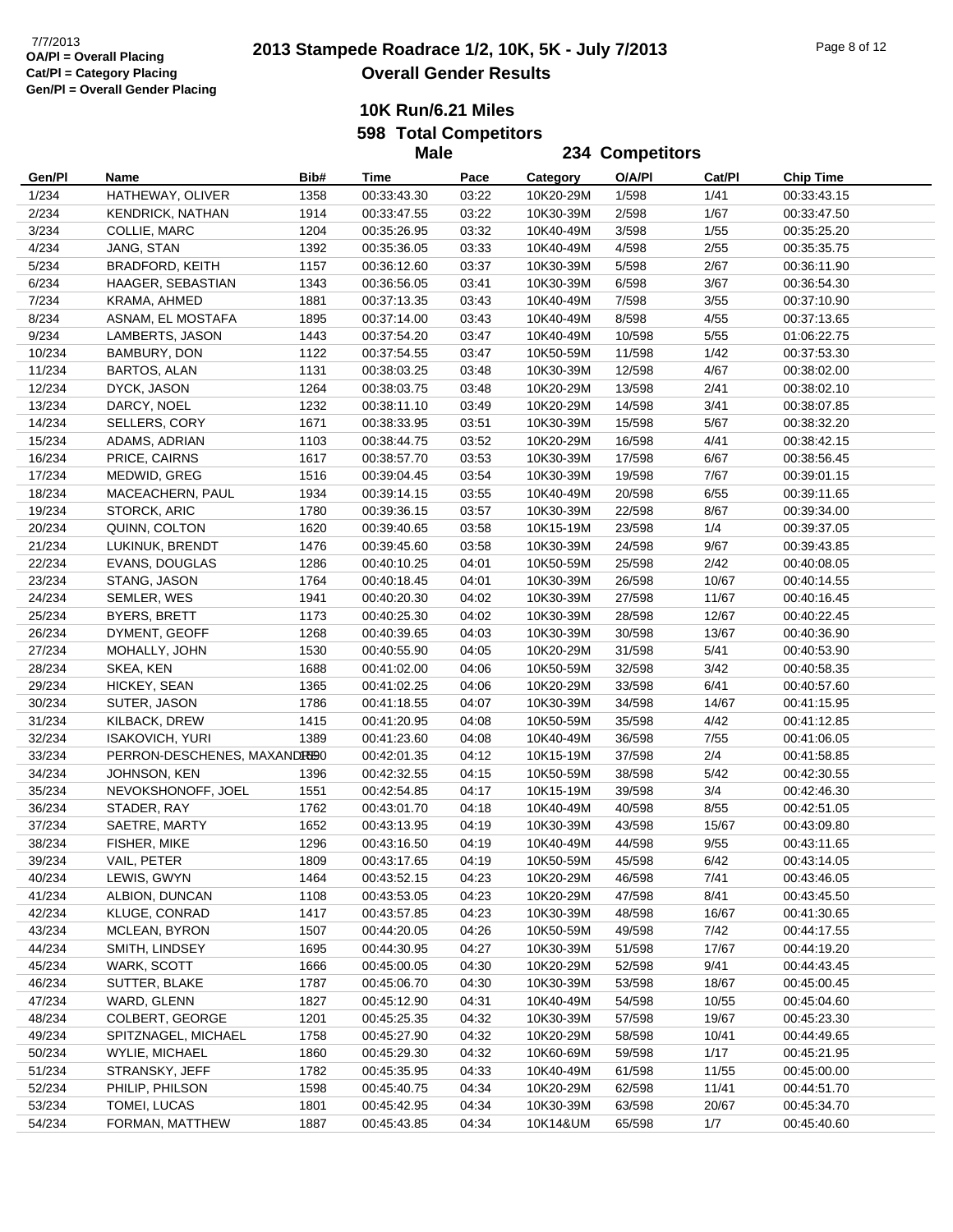7/7/2013
OA/Pl = Overall Placing
Cat/Pl = Category Placing
Gen/Pl = Overall Gender Placing

# 2013 Stampede Roadrace 1/2, 10K, 5K - July 7/2013

## Overall Gender Results

### 10K Run/6.21 Miles

### 598 Total Competitors

### Male 234 Competitors

| Gen/Pl | Name | Bib# | Time | Pace | Category | O/A/Pl | Cat/Pl | Chip Time |
|---|---|---|---|---|---|---|---|---|
| 1/234 | HATHEWAY, OLIVER | 1358 | 00:33:43.30 | 03:22 | 10K20-29M | 1/598 | 1/41 | 00:33:43.15 |
| 2/234 | KENDRICK, NATHAN | 1914 | 00:33:47.55 | 03:22 | 10K30-39M | 2/598 | 1/67 | 00:33:47.50 |
| 3/234 | COLLIE, MARC | 1204 | 00:35:26.95 | 03:32 | 10K40-49M | 3/598 | 1/55 | 00:35:25.20 |
| 4/234 | JANG, STAN | 1392 | 00:35:36.05 | 03:33 | 10K40-49M | 4/598 | 2/55 | 00:35:35.75 |
| 5/234 | BRADFORD, KEITH | 1157 | 00:36:12.60 | 03:37 | 10K30-39M | 5/598 | 2/67 | 00:36:11.90 |
| 6/234 | HAAGER, SEBASTIAN | 1343 | 00:36:56.05 | 03:41 | 10K30-39M | 6/598 | 3/67 | 00:36:54.30 |
| 7/234 | KRAMA, AHMED | 1881 | 00:37:13.35 | 03:43 | 10K40-49M | 7/598 | 3/55 | 00:37:10.90 |
| 8/234 | ASNAM, EL MOSTAFA | 1895 | 00:37:14.00 | 03:43 | 10K40-49M | 8/598 | 4/55 | 00:37:13.65 |
| 9/234 | LAMBERTS, JASON | 1443 | 00:37:54.20 | 03:47 | 10K40-49M | 10/598 | 5/55 | 01:06:22.75 |
| 10/234 | BAMBURY, DON | 1122 | 00:37:54.55 | 03:47 | 10K50-59M | 11/598 | 1/42 | 00:37:53.30 |
| 11/234 | BARTOS, ALAN | 1131 | 00:38:03.25 | 03:48 | 10K30-39M | 12/598 | 4/67 | 00:38:02.00 |
| 12/234 | DYCK, JASON | 1264 | 00:38:03.75 | 03:48 | 10K20-29M | 13/598 | 2/41 | 00:38:02.10 |
| 13/234 | DARCY, NOEL | 1232 | 00:38:11.10 | 03:49 | 10K20-29M | 14/598 | 3/41 | 00:38:07.85 |
| 14/234 | SELLERS, CORY | 1671 | 00:38:33.95 | 03:51 | 10K30-39M | 15/598 | 5/67 | 00:38:32.20 |
| 15/234 | ADAMS, ADRIAN | 1103 | 00:38:44.75 | 03:52 | 10K20-29M | 16/598 | 4/41 | 00:38:42.15 |
| 16/234 | PRICE, CAIRNS | 1617 | 00:38:57.70 | 03:53 | 10K30-39M | 17/598 | 6/67 | 00:38:56.45 |
| 17/234 | MEDWID, GREG | 1516 | 00:39:04.45 | 03:54 | 10K30-39M | 19/598 | 7/67 | 00:39:01.15 |
| 18/234 | MACEACHERN, PAUL | 1934 | 00:39:14.15 | 03:55 | 10K40-49M | 20/598 | 6/55 | 00:39:11.65 |
| 19/234 | STORCK, ARIC | 1780 | 00:39:36.15 | 03:57 | 10K30-39M | 22/598 | 8/67 | 00:39:34.00 |
| 20/234 | QUINN, COLTON | 1620 | 00:39:40.65 | 03:58 | 10K15-19M | 23/598 | 1/4 | 00:39:37.05 |
| 21/234 | LUKINUK, BRENDT | 1476 | 00:39:45.60 | 03:58 | 10K30-39M | 24/598 | 9/67 | 00:39:43.85 |
| 22/234 | EVANS, DOUGLAS | 1286 | 00:40:10.25 | 04:01 | 10K50-59M | 25/598 | 2/42 | 00:40:08.05 |
| 23/234 | STANG, JASON | 1764 | 00:40:18.45 | 04:01 | 10K30-39M | 26/598 | 10/67 | 00:40:14.55 |
| 24/234 | SEMLER, WES | 1941 | 00:40:20.30 | 04:02 | 10K30-39M | 27/598 | 11/67 | 00:40:16.45 |
| 25/234 | BYERS, BRETT | 1173 | 00:40:25.30 | 04:02 | 10K30-39M | 28/598 | 12/67 | 00:40:22.45 |
| 26/234 | DYMENT, GEOFF | 1268 | 00:40:39.65 | 04:03 | 10K30-39M | 30/598 | 13/67 | 00:40:36.90 |
| 27/234 | MOHALLY, JOHN | 1530 | 00:40:55.90 | 04:05 | 10K20-29M | 31/598 | 5/41 | 00:40:53.90 |
| 28/234 | SKEA, KEN | 1688 | 00:41:02.00 | 04:06 | 10K50-59M | 32/598 | 3/42 | 00:40:58.35 |
| 29/234 | HICKEY, SEAN | 1365 | 00:41:02.25 | 04:06 | 10K20-29M | 33/598 | 6/41 | 00:40:57.60 |
| 30/234 | SUTER, JASON | 1786 | 00:41:18.55 | 04:07 | 10K30-39M | 34/598 | 14/67 | 00:41:15.95 |
| 31/234 | KILBACK, DREW | 1415 | 00:41:20.95 | 04:08 | 10K50-59M | 35/598 | 4/42 | 00:41:12.85 |
| 32/234 | ISAKOVICH, YURI | 1389 | 00:41:23.60 | 04:08 | 10K40-49M | 36/598 | 7/55 | 00:41:06.05 |
| 33/234 | PERRON-DESCHENES, MAXANDRE | 1590 | 00:42:01.35 | 04:12 | 10K15-19M | 37/598 | 2/4 | 00:41:58.85 |
| 34/234 | JOHNSON, KEN | 1396 | 00:42:32.55 | 04:15 | 10K50-59M | 38/598 | 5/42 | 00:42:30.55 |
| 35/234 | NEVOKSHONOFF, JOEL | 1551 | 00:42:54.85 | 04:17 | 10K15-19M | 39/598 | 3/4 | 00:42:46.30 |
| 36/234 | STADER, RAY | 1762 | 00:43:01.70 | 04:18 | 10K40-49M | 40/598 | 8/55 | 00:42:51.05 |
| 37/234 | SAETRE, MARTY | 1652 | 00:43:13.95 | 04:19 | 10K30-39M | 43/598 | 15/67 | 00:43:09.80 |
| 38/234 | FISHER, MIKE | 1296 | 00:43:16.50 | 04:19 | 10K40-49M | 44/598 | 9/55 | 00:43:11.65 |
| 39/234 | VAIL, PETER | 1809 | 00:43:17.65 | 04:19 | 10K50-59M | 45/598 | 6/42 | 00:43:14.05 |
| 40/234 | LEWIS, GWYN | 1464 | 00:43:52.15 | 04:23 | 10K20-29M | 46/598 | 7/41 | 00:43:46.05 |
| 41/234 | ALBION, DUNCAN | 1108 | 00:43:53.05 | 04:23 | 10K20-29M | 47/598 | 8/41 | 00:43:45.50 |
| 42/234 | KLUGE, CONRAD | 1417 | 00:43:57.85 | 04:23 | 10K30-39M | 48/598 | 16/67 | 00:41:30.65 |
| 43/234 | MCLEAN, BYRON | 1507 | 00:44:20.05 | 04:26 | 10K50-59M | 49/598 | 7/42 | 00:44:17.55 |
| 44/234 | SMITH, LINDSEY | 1695 | 00:44:30.95 | 04:27 | 10K30-39M | 51/598 | 17/67 | 00:44:19.20 |
| 45/234 | WARK, SCOTT | 1666 | 00:45:00.05 | 04:30 | 10K20-29M | 52/598 | 9/41 | 00:44:43.45 |
| 46/234 | SUTTER, BLAKE | 1787 | 00:45:06.70 | 04:30 | 10K30-39M | 53/598 | 18/67 | 00:45:00.45 |
| 47/234 | WARD, GLENN | 1827 | 00:45:12.90 | 04:31 | 10K40-49M | 54/598 | 10/55 | 00:45:04.60 |
| 48/234 | COLBERT, GEORGE | 1201 | 00:45:25.35 | 04:32 | 10K30-39M | 57/598 | 19/67 | 00:45:23.30 |
| 49/234 | SPITZNAGEL, MICHAEL | 1758 | 00:45:27.90 | 04:32 | 10K20-29M | 58/598 | 10/41 | 00:44:49.65 |
| 50/234 | WYLIE, MICHAEL | 1860 | 00:45:29.30 | 04:32 | 10K60-69M | 59/598 | 1/17 | 00:45:21.95 |
| 51/234 | STRANSKY, JEFF | 1782 | 00:45:35.95 | 04:33 | 10K40-49M | 61/598 | 11/55 | 00:45:00.00 |
| 52/234 | PHILIP, PHILSON | 1598 | 00:45:40.75 | 04:34 | 10K20-29M | 62/598 | 11/41 | 00:44:51.70 |
| 53/234 | TOMEI, LUCAS | 1801 | 00:45:42.95 | 04:34 | 10K30-39M | 63/598 | 20/67 | 00:45:34.70 |
| 54/234 | FORMAN, MATTHEW | 1887 | 00:45:43.85 | 04:34 | 10K14&UM | 65/598 | 1/7 | 00:45:40.60 |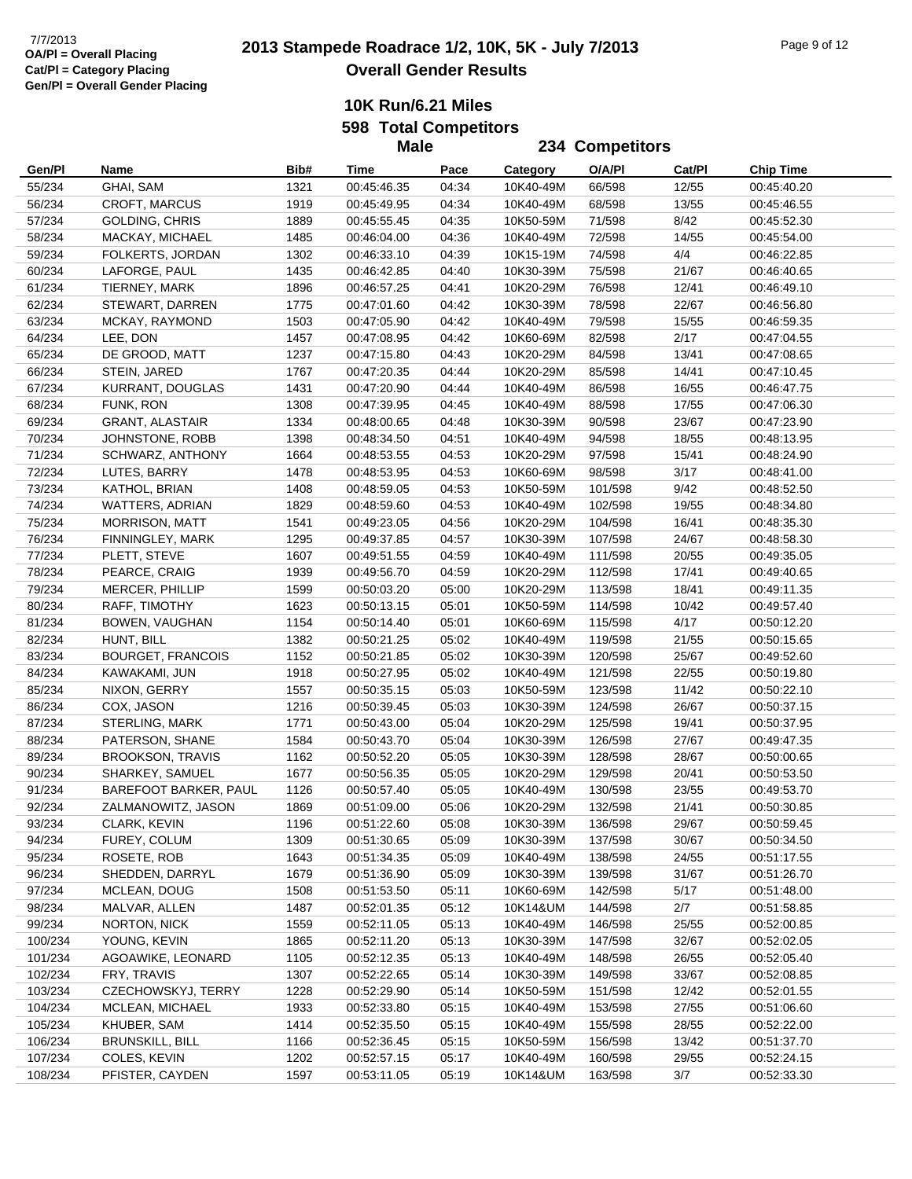# 2013 Stampede Roadrace 1/2, 10K, 5K - July 7/2013

## Overall Gender Results

7/7/2013
OA/Pl = Overall Placing
Cat/Pl = Category Placing
Gen/Pl = Overall Gender Placing

### 10K Run/6.21 Miles

**598 Total Competitors**

**Male 234 Competitors**

| Gen/Pl | Name | Bib# | Time | Pace | Category | O/A/Pl | Cat/Pl | Chip Time |
|---|---|---|---|---|---|---|---|---|
| 55/234 | GHAI, SAM | 1321 | 00:45:46.35 | 04:34 | 10K40-49M | 66/598 | 12/55 | 00:45:40.20 |
| 56/234 | CROFT, MARCUS | 1919 | 00:45:49.95 | 04:34 | 10K40-49M | 68/598 | 13/55 | 00:45:46.55 |
| 57/234 | GOLDING, CHRIS | 1889 | 00:45:55.45 | 04:35 | 10K50-59M | 71/598 | 8/42 | 00:45:52.30 |
| 58/234 | MACKAY, MICHAEL | 1485 | 00:46:04.00 | 04:36 | 10K40-49M | 72/598 | 14/55 | 00:45:54.00 |
| 59/234 | FOLKERTS, JORDAN | 1302 | 00:46:33.10 | 04:39 | 10K15-19M | 74/598 | 4/4 | 00:46:22.85 |
| 60/234 | LAFORGE, PAUL | 1435 | 00:46:42.85 | 04:40 | 10K30-39M | 75/598 | 21/67 | 00:46:40.65 |
| 61/234 | TIERNEY, MARK | 1896 | 00:46:57.25 | 04:41 | 10K20-29M | 76/598 | 12/41 | 00:46:49.10 |
| 62/234 | STEWART, DARREN | 1775 | 00:47:01.60 | 04:42 | 10K30-39M | 78/598 | 22/67 | 00:46:56.80 |
| 63/234 | MCKAY, RAYMOND | 1503 | 00:47:05.90 | 04:42 | 10K40-49M | 79/598 | 15/55 | 00:46:59.35 |
| 64/234 | LEE, DON | 1457 | 00:47:08.95 | 04:42 | 10K60-69M | 82/598 | 2/17 | 00:47:04.55 |
| 65/234 | DE GROOD, MATT | 1237 | 00:47:15.80 | 04:43 | 10K20-29M | 84/598 | 13/41 | 00:47:08.65 |
| 66/234 | STEIN, JARED | 1767 | 00:47:20.35 | 04:44 | 10K20-29M | 85/598 | 14/41 | 00:47:10.45 |
| 67/234 | KURRANT, DOUGLAS | 1431 | 00:47:20.90 | 04:44 | 10K40-49M | 86/598 | 16/55 | 00:46:47.75 |
| 68/234 | FUNK, RON | 1308 | 00:47:39.95 | 04:45 | 10K40-49M | 88/598 | 17/55 | 00:47:06.30 |
| 69/234 | GRANT, ALASTAIR | 1334 | 00:48:00.65 | 04:48 | 10K30-39M | 90/598 | 23/67 | 00:47:23.90 |
| 70/234 | JOHNSTONE, ROBB | 1398 | 00:48:34.50 | 04:51 | 10K40-49M | 94/598 | 18/55 | 00:48:13.95 |
| 71/234 | SCHWARZ, ANTHONY | 1664 | 00:48:53.55 | 04:53 | 10K20-29M | 97/598 | 15/41 | 00:48:24.90 |
| 72/234 | LUTES, BARRY | 1478 | 00:48:53.95 | 04:53 | 10K60-69M | 98/598 | 3/17 | 00:48:41.00 |
| 73/234 | KATHOL, BRIAN | 1408 | 00:48:59.05 | 04:53 | 10K50-59M | 101/598 | 9/42 | 00:48:52.50 |
| 74/234 | WATTERS, ADRIAN | 1829 | 00:48:59.60 | 04:53 | 10K40-49M | 102/598 | 19/55 | 00:48:34.80 |
| 75/234 | MORRISON, MATT | 1541 | 00:49:23.05 | 04:56 | 10K20-29M | 104/598 | 16/41 | 00:48:35.30 |
| 76/234 | FINNINGLEY, MARK | 1295 | 00:49:37.85 | 04:57 | 10K30-39M | 107/598 | 24/67 | 00:48:58.30 |
| 77/234 | PLETT, STEVE | 1607 | 00:49:51.55 | 04:59 | 10K40-49M | 111/598 | 20/55 | 00:49:35.05 |
| 78/234 | PEARCE, CRAIG | 1939 | 00:49:56.70 | 04:59 | 10K20-29M | 112/598 | 17/41 | 00:49:40.65 |
| 79/234 | MERCER, PHILLIP | 1599 | 00:50:03.20 | 05:00 | 10K20-29M | 113/598 | 18/41 | 00:49:11.35 |
| 80/234 | RAFF, TIMOTHY | 1623 | 00:50:13.15 | 05:01 | 10K50-59M | 114/598 | 10/42 | 00:49:57.40 |
| 81/234 | BOWEN, VAUGHAN | 1154 | 00:50:14.40 | 05:01 | 10K60-69M | 115/598 | 4/17 | 00:50:12.20 |
| 82/234 | HUNT, BILL | 1382 | 00:50:21.25 | 05:02 | 10K40-49M | 119/598 | 21/55 | 00:50:15.65 |
| 83/234 | BOURGET, FRANCOIS | 1152 | 00:50:21.85 | 05:02 | 10K30-39M | 120/598 | 25/67 | 00:49:52.60 |
| 84/234 | KAWAKAMI, JUN | 1918 | 00:50:27.95 | 05:02 | 10K40-49M | 121/598 | 22/55 | 00:50:19.80 |
| 85/234 | NIXON, GERRY | 1557 | 00:50:35.15 | 05:03 | 10K50-59M | 123/598 | 11/42 | 00:50:22.10 |
| 86/234 | COX, JASON | 1216 | 00:50:39.45 | 05:03 | 10K30-39M | 124/598 | 26/67 | 00:50:37.15 |
| 87/234 | STERLING, MARK | 1771 | 00:50:43.00 | 05:04 | 10K20-29M | 125/598 | 19/41 | 00:50:37.95 |
| 88/234 | PATERSON, SHANE | 1584 | 00:50:43.70 | 05:04 | 10K30-39M | 126/598 | 27/67 | 00:49:47.35 |
| 89/234 | BROOKSON, TRAVIS | 1162 | 00:50:52.20 | 05:05 | 10K30-39M | 128/598 | 28/67 | 00:50:00.65 |
| 90/234 | SHARKEY, SAMUEL | 1677 | 00:50:56.35 | 05:05 | 10K20-29M | 129/598 | 20/41 | 00:50:53.50 |
| 91/234 | BAREFOOT BARKER, PAUL | 1126 | 00:50:57.40 | 05:05 | 10K40-49M | 130/598 | 23/55 | 00:49:53.70 |
| 92/234 | ZALMANOWITZ, JASON | 1869 | 00:51:09.00 | 05:06 | 10K20-29M | 132/598 | 21/41 | 00:50:30.85 |
| 93/234 | CLARK, KEVIN | 1196 | 00:51:22.60 | 05:08 | 10K30-39M | 136/598 | 29/67 | 00:50:59.45 |
| 94/234 | FUREY, COLUM | 1309 | 00:51:30.65 | 05:09 | 10K30-39M | 137/598 | 30/67 | 00:50:34.50 |
| 95/234 | ROSETE, ROB | 1643 | 00:51:34.35 | 05:09 | 10K40-49M | 138/598 | 24/55 | 00:51:17.55 |
| 96/234 | SHEDDEN, DARRYL | 1679 | 00:51:36.90 | 05:09 | 10K30-39M | 139/598 | 31/67 | 00:51:26.70 |
| 97/234 | MCLEAN, DOUG | 1508 | 00:51:53.50 | 05:11 | 10K60-69M | 142/598 | 5/17 | 00:51:48.00 |
| 98/234 | MALVAR, ALLEN | 1487 | 00:52:01.35 | 05:12 | 10K14&UM | 144/598 | 2/7 | 00:51:58.85 |
| 99/234 | NORTON, NICK | 1559 | 00:52:11.05 | 05:13 | 10K40-49M | 146/598 | 25/55 | 00:52:00.85 |
| 100/234 | YOUNG, KEVIN | 1865 | 00:52:11.20 | 05:13 | 10K30-39M | 147/598 | 32/67 | 00:52:02.05 |
| 101/234 | AGOAWIKE, LEONARD | 1105 | 00:52:12.35 | 05:13 | 10K40-49M | 148/598 | 26/55 | 00:52:05.40 |
| 102/234 | FRY, TRAVIS | 1307 | 00:52:22.65 | 05:14 | 10K30-39M | 149/598 | 33/67 | 00:52:08.85 |
| 103/234 | CZECHOWSKYJ, TERRY | 1228 | 00:52:29.90 | 05:14 | 10K50-59M | 151/598 | 12/42 | 00:52:01.55 |
| 104/234 | MCLEAN, MICHAEL | 1933 | 00:52:33.80 | 05:15 | 10K40-49M | 153/598 | 27/55 | 00:51:06.60 |
| 105/234 | KHUBER, SAM | 1414 | 00:52:35.50 | 05:15 | 10K40-49M | 155/598 | 28/55 | 00:52:22.00 |
| 106/234 | BRUNSKILL, BILL | 1166 | 00:52:36.45 | 05:15 | 10K50-59M | 156/598 | 13/42 | 00:51:37.70 |
| 107/234 | COLES, KEVIN | 1202 | 00:52:57.15 | 05:17 | 10K40-49M | 160/598 | 29/55 | 00:52:24.15 |
| 108/234 | PFISTER, CAYDEN | 1597 | 00:53:11.05 | 05:19 | 10K14&UM | 163/598 | 3/7 | 00:52:33.30 |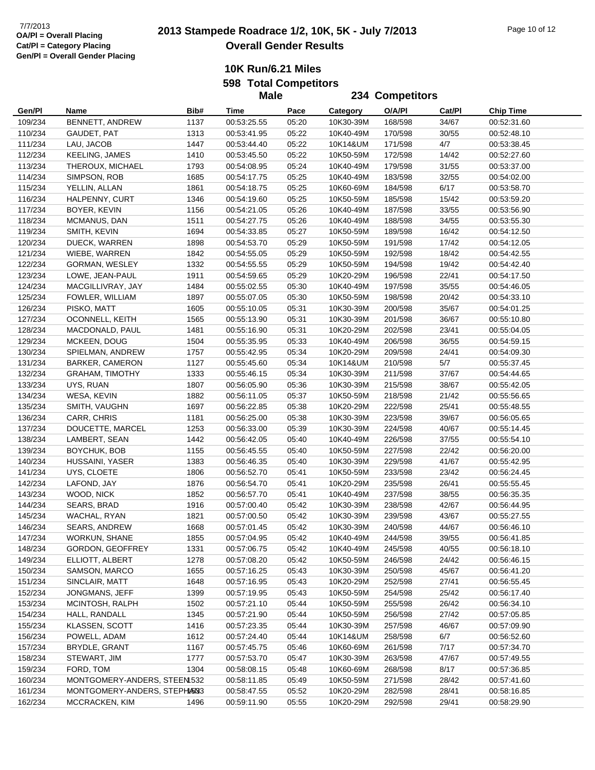OA/Pl = Overall Placing
Cat/Pl = Category Placing
Gen/Pl = Overall Gender Placing

# 2013 Stampede Roadrace 1/2, 10K, 5K - July 7/2013

## Overall Gender Results

### 10K Run/6.21 Miles

**598 Total Competitors**

**Male 234 Competitors**

| Gen/Pl | Name | Bib# | Time | Pace | Category | O/A/Pl | Cat/Pl | Chip Time |
|---|---|---|---|---|---|---|---|---|
| 109/234 | BENNETT, ANDREW | 1137 | 00:53:25.55 | 05:20 | 10K30-39M | 168/598 | 34/67 | 00:52:31.60 |
| 110/234 | GAUDET, PAT | 1313 | 00:53:41.95 | 05:22 | 10K40-49M | 170/598 | 30/55 | 00:52:48.10 |
| 111/234 | LAU, JACOB | 1447 | 00:53:44.40 | 05:22 | 10K14&UM | 171/598 | 4/7 | 00:53:38.45 |
| 112/234 | KEELING, JAMES | 1410 | 00:53:45.50 | 05:22 | 10K50-59M | 172/598 | 14/42 | 00:52:27.60 |
| 113/234 | THEROUX, MICHAEL | 1793 | 00:54:08.95 | 05:24 | 10K40-49M | 179/598 | 31/55 | 00:53:37.00 |
| 114/234 | SIMPSON, ROB | 1685 | 00:54:17.75 | 05:25 | 10K40-49M | 183/598 | 32/55 | 00:54:02.00 |
| 115/234 | YELLIN, ALLAN | 1861 | 00:54:18.75 | 05:25 | 10K60-69M | 184/598 | 6/17 | 00:53:58.70 |
| 116/234 | HALPENNY, CURT | 1346 | 00:54:19.60 | 05:25 | 10K50-59M | 185/598 | 15/42 | 00:53:59.20 |
| 117/234 | BOYER, KEVIN | 1156 | 00:54:21.05 | 05:26 | 10K40-49M | 187/598 | 33/55 | 00:53:56.90 |
| 118/234 | MCMANUS, DAN | 1511 | 00:54:27.75 | 05:26 | 10K40-49M | 188/598 | 34/55 | 00:53:55.30 |
| 119/234 | SMITH, KEVIN | 1694 | 00:54:33.85 | 05:27 | 10K50-59M | 189/598 | 16/42 | 00:54:12.50 |
| 120/234 | DUECK, WARREN | 1898 | 00:54:53.70 | 05:29 | 10K50-59M | 191/598 | 17/42 | 00:54:12.05 |
| 121/234 | WIEBE, WARREN | 1842 | 00:54:55.05 | 05:29 | 10K50-59M | 192/598 | 18/42 | 00:54:42.55 |
| 122/234 | GORMAN, WESLEY | 1332 | 00:54:55.55 | 05:29 | 10K50-59M | 194/598 | 19/42 | 00:54:42.40 |
| 123/234 | LOWE, JEAN-PAUL | 1911 | 00:54:59.65 | 05:29 | 10K20-29M | 196/598 | 22/41 | 00:54:17.50 |
| 124/234 | MACGILLIVRAY, JAY | 1484 | 00:55:02.55 | 05:30 | 10K40-49M | 197/598 | 35/55 | 00:54:46.05 |
| 125/234 | FOWLER, WILLIAM | 1897 | 00:55:07.05 | 05:30 | 10K50-59M | 198/598 | 20/42 | 00:54:33.10 |
| 126/234 | PISKO, MATT | 1605 | 00:55:10.05 | 05:31 | 10K30-39M | 200/598 | 35/67 | 00:54:01.25 |
| 127/234 | OCONNELL, KEITH | 1565 | 00:55:13.90 | 05:31 | 10K30-39M | 201/598 | 36/67 | 00:55:10.80 |
| 128/234 | MACDONALD, PAUL | 1481 | 00:55:16.90 | 05:31 | 10K20-29M | 202/598 | 23/41 | 00:55:04.05 |
| 129/234 | MCKEEN, DOUG | 1504 | 00:55:35.95 | 05:33 | 10K40-49M | 206/598 | 36/55 | 00:54:59.15 |
| 130/234 | SPIELMAN, ANDREW | 1757 | 00:55:42.95 | 05:34 | 10K20-29M | 209/598 | 24/41 | 00:54:09.30 |
| 131/234 | BARKER, CAMERON | 1127 | 00:55:45.60 | 05:34 | 10K14&UM | 210/598 | 5/7 | 00:55:37.45 |
| 132/234 | GRAHAM, TIMOTHY | 1333 | 00:55:46.15 | 05:34 | 10K30-39M | 211/598 | 37/67 | 00:54:44.65 |
| 133/234 | UYS, RUAN | 1807 | 00:56:05.90 | 05:36 | 10K30-39M | 215/598 | 38/67 | 00:55:42.05 |
| 134/234 | WESA, KEVIN | 1882 | 00:56:11.05 | 05:37 | 10K50-59M | 218/598 | 21/42 | 00:55:56.65 |
| 135/234 | SMITH, VAUGHN | 1697 | 00:56:22.85 | 05:38 | 10K20-29M | 222/598 | 25/41 | 00:55:48.55 |
| 136/234 | CARR, CHRIS | 1181 | 00:56:25.00 | 05:38 | 10K30-39M | 223/598 | 39/67 | 00:56:05.65 |
| 137/234 | DOUCETTE, MARCEL | 1253 | 00:56:33.00 | 05:39 | 10K30-39M | 224/598 | 40/67 | 00:55:14.45 |
| 138/234 | LAMBERT, SEAN | 1442 | 00:56:42.05 | 05:40 | 10K40-49M | 226/598 | 37/55 | 00:55:54.10 |
| 139/234 | BOYCHUK, BOB | 1155 | 00:56:45.55 | 05:40 | 10K50-59M | 227/598 | 22/42 | 00:56:20.00 |
| 140/234 | HUSSAINI, YASER | 1383 | 00:56:46.35 | 05:40 | 10K30-39M | 229/598 | 41/67 | 00:55:42.95 |
| 141/234 | UYS, CLOETE | 1806 | 00:56:52.70 | 05:41 | 10K50-59M | 233/598 | 23/42 | 00:56:24.45 |
| 142/234 | LAFOND, JAY | 1876 | 00:56:54.70 | 05:41 | 10K20-29M | 235/598 | 26/41 | 00:55:55.45 |
| 143/234 | WOOD, NICK | 1852 | 00:56:57.70 | 05:41 | 10K40-49M | 237/598 | 38/55 | 00:56:35.35 |
| 144/234 | SEARS, BRAD | 1916 | 00:57:00.40 | 05:42 | 10K30-39M | 238/598 | 42/67 | 00:56:44.95 |
| 145/234 | WACHAL, RYAN | 1821 | 00:57:00.50 | 05:42 | 10K30-39M | 239/598 | 43/67 | 00:55:27.55 |
| 146/234 | SEARS, ANDREW | 1668 | 00:57:01.45 | 05:42 | 10K30-39M | 240/598 | 44/67 | 00:56:46.10 |
| 147/234 | WORKUN, SHANE | 1855 | 00:57:04.95 | 05:42 | 10K40-49M | 244/598 | 39/55 | 00:56:41.85 |
| 148/234 | GORDON, GEOFFREY | 1331 | 00:57:06.75 | 05:42 | 10K40-49M | 245/598 | 40/55 | 00:56:18.10 |
| 149/234 | ELLIOTT, ALBERT | 1278 | 00:57:08.20 | 05:42 | 10K50-59M | 246/598 | 24/42 | 00:56:46.15 |
| 150/234 | SAMSON, MARCO | 1655 | 00:57:16.25 | 05:43 | 10K30-39M | 250/598 | 45/67 | 00:56:41.20 |
| 151/234 | SINCLAIR, MATT | 1648 | 00:57:16.95 | 05:43 | 10K20-29M | 252/598 | 27/41 | 00:56:55.45 |
| 152/234 | JONGMANS, JEFF | 1399 | 00:57:19.95 | 05:43 | 10K50-59M | 254/598 | 25/42 | 00:56:17.40 |
| 153/234 | MCINTOSH, RALPH | 1502 | 00:57:21.10 | 05:44 | 10K50-59M | 255/598 | 26/42 | 00:56:34.10 |
| 154/234 | HALL, RANDALL | 1345 | 00:57:21.90 | 05:44 | 10K50-59M | 256/598 | 27/42 | 00:57:05.85 |
| 155/234 | KLASSEN, SCOTT | 1416 | 00:57:23.35 | 05:44 | 10K30-39M | 257/598 | 46/67 | 00:57:09.90 |
| 156/234 | POWELL, ADAM | 1612 | 00:57:24.40 | 05:44 | 10K14&UM | 258/598 | 6/7 | 00:56:52.60 |
| 157/234 | BRYDLE, GRANT | 1167 | 00:57:45.75 | 05:46 | 10K60-69M | 261/598 | 7/17 | 00:57:34.70 |
| 158/234 | STEWART, JIM | 1777 | 00:57:53.70 | 05:47 | 10K30-39M | 263/598 | 47/67 | 00:57:49.55 |
| 159/234 | FORD, TOM | 1304 | 00:58:08.15 | 05:48 | 10K60-69M | 268/598 | 8/17 | 00:57:36.85 |
| 160/234 | MONTGOMERY-ANDERS, STEEN | 1532 | 00:58:11.85 | 05:49 | 10K50-59M | 271/598 | 28/42 | 00:57:41.60 |
| 161/234 | MONTGOMERY-ANDERS, STEPHEN | 1533 | 00:58:47.55 | 05:52 | 10K20-29M | 282/598 | 28/41 | 00:58:16.85 |
| 162/234 | MCCRACKEN, KIM | 1496 | 00:59:11.90 | 05:55 | 10K20-29M | 292/598 | 29/41 | 00:58:29.90 |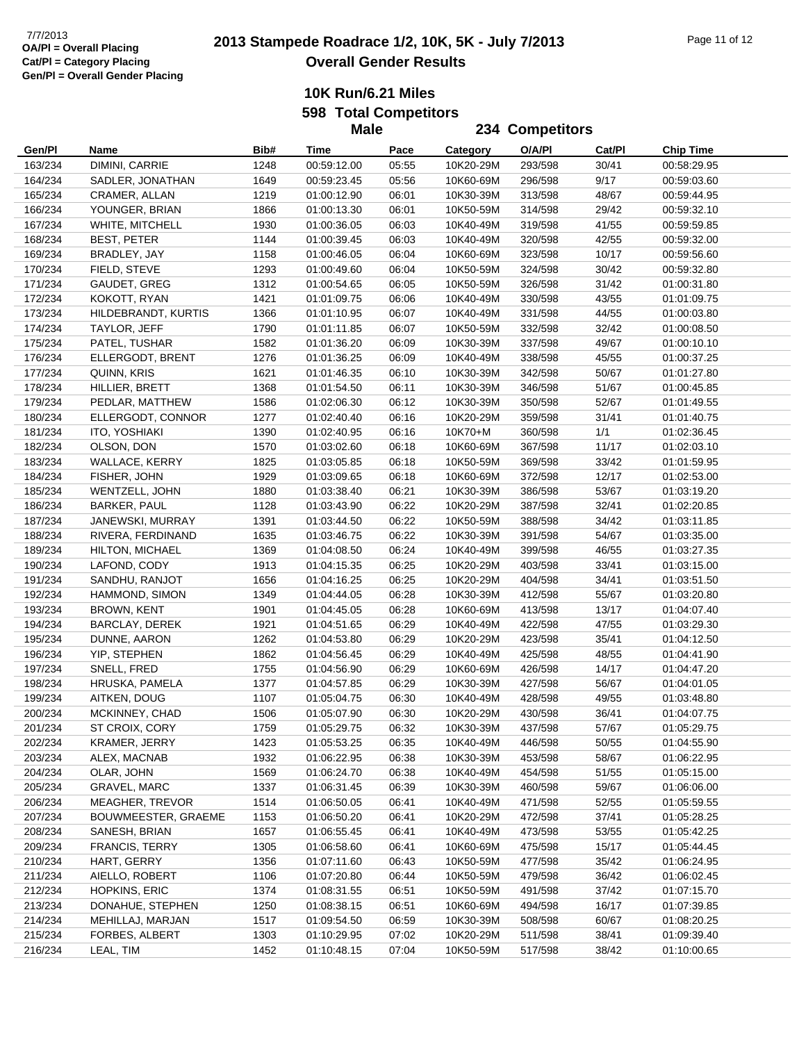7/7/2013
**OA/Pl = Overall Placing**
**Cat/Pl = Category Placing**
**Gen/Pl = Overall Gender Placing**

# 2013 Stampede Roadrace 1/2, 10K, 5K - July 7/2013
## Overall Gender Results

### 10K Run/6.21 Miles
### 598 Total Competitors
### Male 234 Competitors

| Gen/Pl | Name | Bib# | Time | Pace | Category | O/A/Pl | Cat/Pl | Chip Time |
|---|---|---|---|---|---|---|---|---|
| 163/234 | DIMINI, CARRIE | 1248 | 00:59:12.00 | 05:55 | 10K20-29M | 293/598 | 30/41 | 00:58:29.95 |
| 164/234 | SADLER, JONATHAN | 1649 | 00:59:23.45 | 05:56 | 10K60-69M | 296/598 | 9/17 | 00:59:03.60 |
| 165/234 | CRAMER, ALLAN | 1219 | 01:00:12.90 | 06:01 | 10K30-39M | 313/598 | 48/67 | 00:59:44.95 |
| 166/234 | YOUNGER, BRIAN | 1866 | 01:00:13.30 | 06:01 | 10K50-59M | 314/598 | 29/42 | 00:59:32.10 |
| 167/234 | WHITE, MITCHELL | 1930 | 01:00:36.05 | 06:03 | 10K40-49M | 319/598 | 41/55 | 00:59:59.85 |
| 168/234 | BEST, PETER | 1144 | 01:00:39.45 | 06:03 | 10K40-49M | 320/598 | 42/55 | 00:59:32.00 |
| 169/234 | BRADLEY, JAY | 1158 | 01:00:46.05 | 06:04 | 10K60-69M | 323/598 | 10/17 | 00:59:56.60 |
| 170/234 | FIELD, STEVE | 1293 | 01:00:49.60 | 06:04 | 10K50-59M | 324/598 | 30/42 | 00:59:32.80 |
| 171/234 | GAUDET, GREG | 1312 | 01:00:54.65 | 06:05 | 10K50-59M | 326/598 | 31/42 | 01:00:31.80 |
| 172/234 | KOKOTT, RYAN | 1421 | 01:01:09.75 | 06:06 | 10K40-49M | 330/598 | 43/55 | 01:01:09.75 |
| 173/234 | HILDEBRANDT, KURTIS | 1366 | 01:01:10.95 | 06:07 | 10K40-49M | 331/598 | 44/55 | 01:00:03.80 |
| 174/234 | TAYLOR, JEFF | 1790 | 01:01:11.85 | 06:07 | 10K50-59M | 332/598 | 32/42 | 01:00:08.50 |
| 175/234 | PATEL, TUSHAR | 1582 | 01:01:36.20 | 06:09 | 10K30-39M | 337/598 | 49/67 | 01:00:10.10 |
| 176/234 | ELLERGODT, BRENT | 1276 | 01:01:36.25 | 06:09 | 10K40-49M | 338/598 | 45/55 | 01:00:37.25 |
| 177/234 | QUINN, KRIS | 1621 | 01:01:46.35 | 06:10 | 10K30-39M | 342/598 | 50/67 | 01:01:27.80 |
| 178/234 | HILLIER, BRETT | 1368 | 01:01:54.50 | 06:11 | 10K30-39M | 346/598 | 51/67 | 01:00:45.85 |
| 179/234 | PEDLAR, MATTHEW | 1586 | 01:02:06.30 | 06:12 | 10K30-39M | 350/598 | 52/67 | 01:01:49.55 |
| 180/234 | ELLERGODT, CONNOR | 1277 | 01:02:40.40 | 06:16 | 10K20-29M | 359/598 | 31/41 | 01:01:40.75 |
| 181/234 | ITO, YOSHIAKI | 1390 | 01:02:40.95 | 06:16 | 10K70+M | 360/598 | 1/1 | 01:02:36.45 |
| 182/234 | OLSON, DON | 1570 | 01:03:02.60 | 06:18 | 10K60-69M | 367/598 | 11/17 | 01:02:03.10 |
| 183/234 | WALLACE, KERRY | 1825 | 01:03:05.85 | 06:18 | 10K50-59M | 369/598 | 33/42 | 01:01:59.95 |
| 184/234 | FISHER, JOHN | 1929 | 01:03:09.65 | 06:18 | 10K60-69M | 372/598 | 12/17 | 01:02:53.00 |
| 185/234 | WENTZELL, JOHN | 1880 | 01:03:38.40 | 06:21 | 10K30-39M | 386/598 | 53/67 | 01:03:19.20 |
| 186/234 | BARKER, PAUL | 1128 | 01:03:43.90 | 06:22 | 10K20-29M | 387/598 | 32/41 | 01:02:20.85 |
| 187/234 | JANEWSKI, MURRAY | 1391 | 01:03:44.50 | 06:22 | 10K50-59M | 388/598 | 34/42 | 01:03:11.85 |
| 188/234 | RIVERA, FERDINAND | 1635 | 01:03:46.75 | 06:22 | 10K30-39M | 391/598 | 54/67 | 01:03:35.00 |
| 189/234 | HILTON, MICHAEL | 1369 | 01:04:08.50 | 06:24 | 10K40-49M | 399/598 | 46/55 | 01:03:27.35 |
| 190/234 | LAFOND, CODY | 1913 | 01:04:15.35 | 06:25 | 10K20-29M | 403/598 | 33/41 | 01:03:15.00 |
| 191/234 | SANDHU, RANJOT | 1656 | 01:04:16.25 | 06:25 | 10K20-29M | 404/598 | 34/41 | 01:03:51.50 |
| 192/234 | HAMMOND, SIMON | 1349 | 01:04:44.05 | 06:28 | 10K30-39M | 412/598 | 55/67 | 01:03:20.80 |
| 193/234 | BROWN, KENT | 1901 | 01:04:45.05 | 06:28 | 10K60-69M | 413/598 | 13/17 | 01:04:07.40 |
| 194/234 | BARCLAY, DEREK | 1921 | 01:04:51.65 | 06:29 | 10K40-49M | 422/598 | 47/55 | 01:03:29.30 |
| 195/234 | DUNNE, AARON | 1262 | 01:04:53.80 | 06:29 | 10K20-29M | 423/598 | 35/41 | 01:04:12.50 |
| 196/234 | YIP, STEPHEN | 1862 | 01:04:56.45 | 06:29 | 10K40-49M | 425/598 | 48/55 | 01:04:41.90 |
| 197/234 | SNELL, FRED | 1755 | 01:04:56.90 | 06:29 | 10K60-69M | 426/598 | 14/17 | 01:04:47.20 |
| 198/234 | HRUSKA, PAMELA | 1377 | 01:04:57.85 | 06:29 | 10K30-39M | 427/598 | 56/67 | 01:04:01.05 |
| 199/234 | AITKEN, DOUG | 1107 | 01:05:04.75 | 06:30 | 10K40-49M | 428/598 | 49/55 | 01:03:48.80 |
| 200/234 | MCKINNEY, CHAD | 1506 | 01:05:07.90 | 06:30 | 10K20-29M | 430/598 | 36/41 | 01:04:07.75 |
| 201/234 | ST CROIX, CORY | 1759 | 01:05:29.75 | 06:32 | 10K30-39M | 437/598 | 57/67 | 01:05:29.75 |
| 202/234 | KRAMER, JERRY | 1423 | 01:05:53.25 | 06:35 | 10K40-49M | 446/598 | 50/55 | 01:04:55.90 |
| 203/234 | ALEX, MACNAB | 1932 | 01:06:22.95 | 06:38 | 10K30-39M | 453/598 | 58/67 | 01:06:22.95 |
| 204/234 | OLAR, JOHN | 1569 | 01:06:24.70 | 06:38 | 10K40-49M | 454/598 | 51/55 | 01:05:15.00 |
| 205/234 | GRAVEL, MARC | 1337 | 01:06:31.45 | 06:39 | 10K30-39M | 460/598 | 59/67 | 01:06:06.00 |
| 206/234 | MEAGHER, TREVOR | 1514 | 01:06:50.05 | 06:41 | 10K40-49M | 471/598 | 52/55 | 01:05:59.55 |
| 207/234 | BOUWMEESTER, GRAEME | 1153 | 01:06:50.20 | 06:41 | 10K20-29M | 472/598 | 37/41 | 01:05:28.25 |
| 208/234 | SANESH, BRIAN | 1657 | 01:06:55.45 | 06:41 | 10K40-49M | 473/598 | 53/55 | 01:05:42.25 |
| 209/234 | FRANCIS, TERRY | 1305 | 01:06:58.60 | 06:41 | 10K60-69M | 475/598 | 15/17 | 01:05:44.45 |
| 210/234 | HART, GERRY | 1356 | 01:07:11.60 | 06:43 | 10K50-59M | 477/598 | 35/42 | 01:06:24.95 |
| 211/234 | AIELLO, ROBERT | 1106 | 01:07:20.80 | 06:44 | 10K50-59M | 479/598 | 36/42 | 01:06:02.45 |
| 212/234 | HOPKINS, ERIC | 1374 | 01:08:31.55 | 06:51 | 10K50-59M | 491/598 | 37/42 | 01:07:15.70 |
| 213/234 | DONAHUE, STEPHEN | 1250 | 01:08:38.15 | 06:51 | 10K60-69M | 494/598 | 16/17 | 01:07:39.85 |
| 214/234 | MEHILLAJ, MARJAN | 1517 | 01:09:54.50 | 06:59 | 10K30-39M | 508/598 | 60/67 | 01:08:20.25 |
| 215/234 | FORBES, ALBERT | 1303 | 01:10:29.95 | 07:02 | 10K20-29M | 511/598 | 38/41 | 01:09:39.40 |
| 216/234 | LEAL, TIM | 1452 | 01:10:48.15 | 07:04 | 10K50-59M | 517/598 | 38/42 | 01:10:00.65 |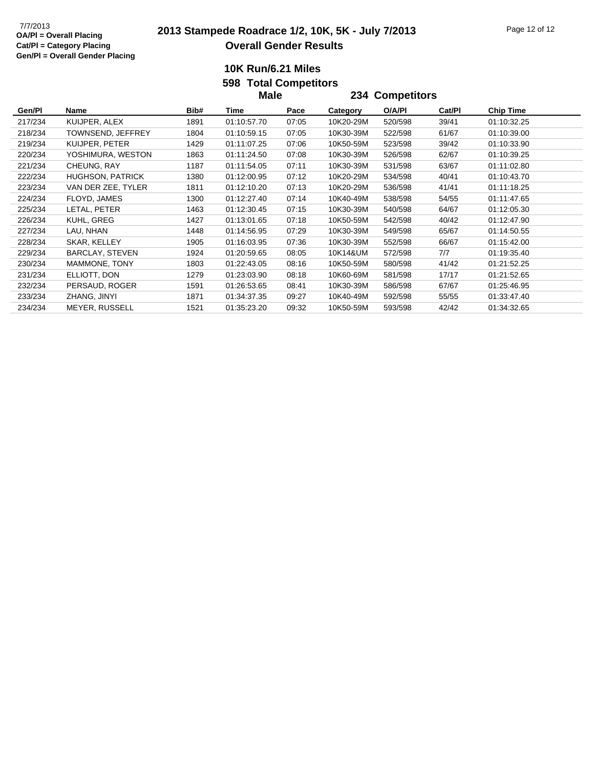7/7/2013
**OA/Pl = Overall Placing**
**Cat/Pl = Category Placing**
**Gen/Pl = Overall Gender Placing**

# 2013 Stampede Roadrace 1/2, 10K, 5K - July 7/2013

## Overall Gender Results

### 10K Run/6.21 Miles

### 598 Total Competitors

### Male — 234 Competitors

| Gen/Pl | Name | Bib# | Time | Pace | Category | O/A/Pl | Cat/Pl | Chip Time |
|---|---|---|---|---|---|---|---|---|
| 217/234 | KUIJPER, ALEX | 1891 | 01:10:57.70 | 07:05 | 10K20-29M | 520/598 | 39/41 | 01:10:32.25 |
| 218/234 | TOWNSEND, JEFFREY | 1804 | 01:10:59.15 | 07:05 | 10K30-39M | 522/598 | 61/67 | 01:10:39.00 |
| 219/234 | KUIJPER, PETER | 1429 | 01:11:07.25 | 07:06 | 10K50-59M | 523/598 | 39/42 | 01:10:33.90 |
| 220/234 | YOSHIMURA, WESTON | 1863 | 01:11:24.50 | 07:08 | 10K30-39M | 526/598 | 62/67 | 01:10:39.25 |
| 221/234 | CHEUNG, RAY | 1187 | 01:11:54.05 | 07:11 | 10K30-39M | 531/598 | 63/67 | 01:11:02.80 |
| 222/234 | HUGHSON, PATRICK | 1380 | 01:12:00.95 | 07:12 | 10K20-29M | 534/598 | 40/41 | 01:10:43.70 |
| 223/234 | VAN DER ZEE, TYLER | 1811 | 01:12:10.20 | 07:13 | 10K20-29M | 536/598 | 41/41 | 01:11:18.25 |
| 224/234 | FLOYD, JAMES | 1300 | 01:12:27.40 | 07:14 | 10K40-49M | 538/598 | 54/55 | 01:11:47.65 |
| 225/234 | LETAL, PETER | 1463 | 01:12:30.45 | 07:15 | 10K30-39M | 540/598 | 64/67 | 01:12:05.30 |
| 226/234 | KUHL, GREG | 1427 | 01:13:01.65 | 07:18 | 10K50-59M | 542/598 | 40/42 | 01:12:47.90 |
| 227/234 | LAU, NHAN | 1448 | 01:14:56.95 | 07:29 | 10K30-39M | 549/598 | 65/67 | 01:14:50.55 |
| 228/234 | SKAR, KELLEY | 1905 | 01:16:03.95 | 07:36 | 10K30-39M | 552/598 | 66/67 | 01:15:42.00 |
| 229/234 | BARCLAY, STEVEN | 1924 | 01:20:59.65 | 08:05 | 10K14&UM | 572/598 | 7/7 | 01:19:35.40 |
| 230/234 | MAMMONE, TONY | 1803 | 01:22:43.05 | 08:16 | 10K50-59M | 580/598 | 41/42 | 01:21:52.25 |
| 231/234 | ELLIOTT, DON | 1279 | 01:23:03.90 | 08:18 | 10K60-69M | 581/598 | 17/17 | 01:21:52.65 |
| 232/234 | PERSAUD, ROGER | 1591 | 01:26:53.65 | 08:41 | 10K30-39M | 586/598 | 67/67 | 01:25:46.95 |
| 233/234 | ZHANG, JINYI | 1871 | 01:34:37.35 | 09:27 | 10K40-49M | 592/598 | 55/55 | 01:33:47.40 |
| 234/234 | MEYER, RUSSELL | 1521 | 01:35:23.20 | 09:32 | 10K50-59M | 593/598 | 42/42 | 01:34:32.65 |